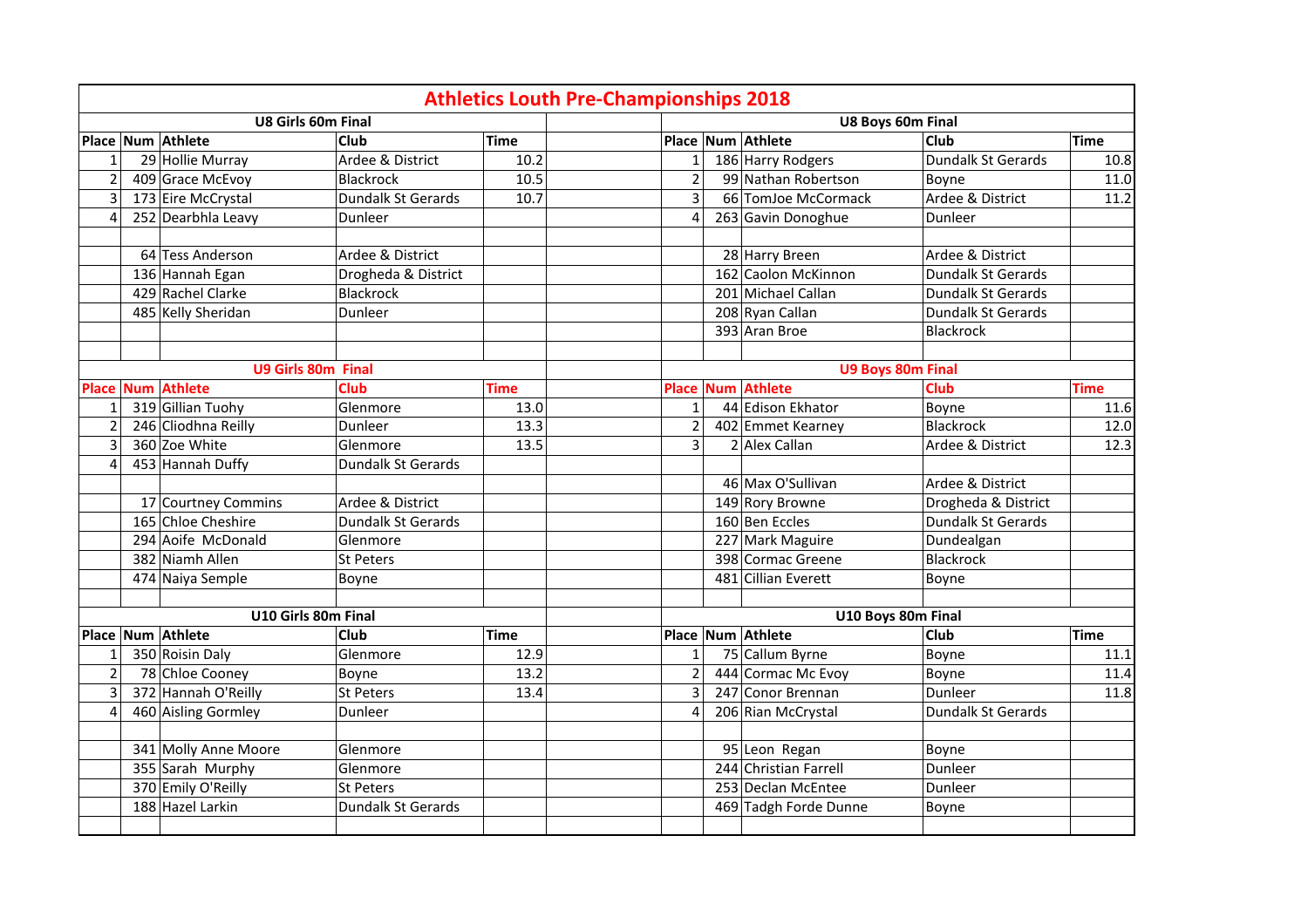# Athletics Louth Pre-Championships 2018

## U8 Girls 60m Final

| Place | Num | Athlete | Club | Time |
|---|---|---|---|---|
| 1 | 29 | Hollie Murray | Ardee & District | 10.2 |
| 2 | 409 | Grace McEvoy | Blackrock | 10.5 |
| 3 | 173 | Eire McCrystal | Dundalk St Gerards | 10.7 |
| 4 | 252 | Dearbhla Leavy | Dunleer | |
| | | | | |
| | 64 | Tess Anderson | Ardee & District | |
| | 136 | Hannah Egan | Drogheda & District | |
| | 429 | Rachel Clarke | Blackrock | |
| | 485 | Kelly Sheridan | Dunleer | |

## U8 Boys 60m Final

| Place | Num | Athlete | Club | Time |
|---|---|---|---|---|
| 1 | 186 | Harry Rodgers | Dundalk St Gerards | 10.8 |
| 2 | 99 | Nathan Robertson | Boyne | 11.0 |
| 3 | 66 | TomJoe McCormack | Ardee & District | 11.2 |
| 4 | 263 | Gavin Donoghue | Dunleer | |
| | | | | |
| | 28 | Harry Breen | Ardee & District | |
| | 162 | Caolon McKinnon | Dundalk St Gerards | |
| | 201 | Michael Callan | Dundalk St Gerards | |
| | 208 | Ryan Callan | Dundalk St Gerards | |
| | 393 | Aran Broe | Blackrock | |

## U9 Girls 80m Final

| Place | Num | Athlete | Club | Time |
|---|---|---|---|---|
| 1 | 319 | Gillian Tuohy | Glenmore | 13.0 |
| 2 | 246 | Cliodhna Reilly | Dunleer | 13.3 |
| 3 | 360 | Zoe White | Glenmore | 13.5 |
| 4 | 453 | Hannah Duffy | Dundalk St Gerards | |
| | | | | |
| | 17 | Courtney Commins | Ardee & District | |
| | 165 | Chloe Cheshire | Dundalk St Gerards | |
| | 294 | Aoife McDonald | Glenmore | |
| | 382 | Niamh Allen | St Peters | |
| | 474 | Naiya Semple | Boyne | |

## U9 Boys 80m Final

| Place | Num | Athlete | Club | Time |
|---|---|---|---|---|
| 1 | 44 | Edison Ekhator | Boyne | 11.6 |
| 2 | 402 | Emmet Kearney | Blackrock | 12.0 |
| 3 | 2 | Alex Callan | Ardee & District | 12.3 |
| | | | | |
| | 46 | Max O'Sullivan | Ardee & District | |
| | 149 | Rory Browne | Drogheda & District | |
| | 160 | Ben Eccles | Dundalk St Gerards | |
| | 227 | Mark Maguire | Dundealgan | |
| | 398 | Cormac Greene | Blackrock | |
| | 481 | Cillian Everett | Boyne | |

## U10 Girls 80m Final

| Place | Num | Athlete | Club | Time |
|---|---|---|---|---|
| 1 | 350 | Roisin Daly | Glenmore | 12.9 |
| 2 | 78 | Chloe Cooney | Boyne | 13.2 |
| 3 | 372 | Hannah O'Reilly | St Peters | 13.4 |
| 4 | 460 | Aisling Gormley | Dunleer | |
| | | | | |
| | 341 | Molly Anne Moore | Glenmore | |
| | 355 | Sarah Murphy | Glenmore | |
| | 370 | Emily O'Reilly | St Peters | |
| | 188 | Hazel Larkin | Dundalk St Gerards | |

## U10 Boys 80m Final

| Place | Num | Athlete | Club | Time |
|---|---|---|---|---|
| 1 | 75 | Callum Byrne | Boyne | 11.1 |
| 2 | 444 | Cormac Mc Evoy | Boyne | 11.4 |
| 3 | 247 | Conor Brennan | Dunleer | 11.8 |
| 4 | 206 | Rian McCrystal | Dundalk St Gerards | |
| | | | | |
| | 95 | Leon Regan | Boyne | |
| | 244 | Christian Farrell | Dunleer | |
| | 253 | Declan McEntee | Dunleer | |
| | 469 | Tadgh Forde Dunne | Boyne | |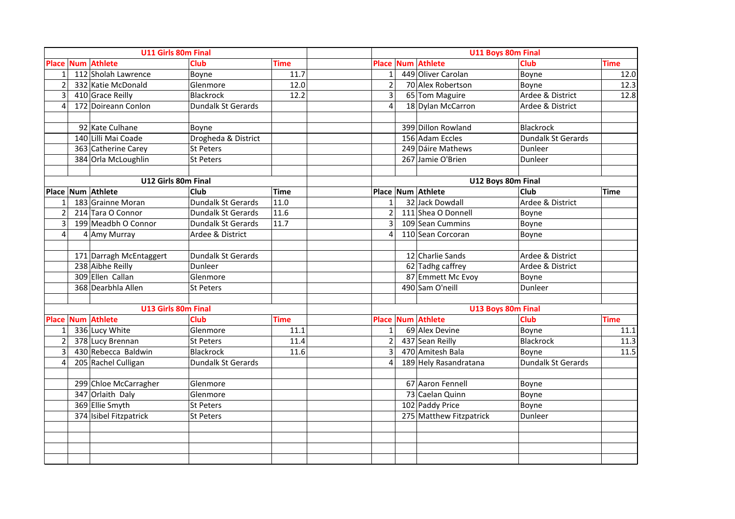### U11 Girls 80m Final

| Place | Num | Athlete | Club | Time |
|---|---|---|---|---|
| 1 | 112 | Sholah Lawrence | Boyne | 11.7 |
| 2 | 332 | Katie McDonald | Glenmore | 12.0 |
| 3 | 410 | Grace Reilly | Blackrock | 12.2 |
| 4 | 172 | Doireann Conlon | Dundalk St Gerards | |
| | | | | |
| | 92 | Kate Culhane | Boyne | |
| | 140 | Lilli Mai Coade | Drogheda & District | |
| | 363 | Catherine Carey | St Peters | |
| | 384 | Orla McLoughlin | St Peters | |

### U11 Boys 80m Final

| Place | Num | Athlete | Club | Time |
|---|---|---|---|---|
| 1 | 449 | Oliver Carolan | Boyne | 12.0 |
| 2 | 70 | Alex Robertson | Boyne | 12.3 |
| 3 | 65 | Tom Maguire | Ardee & District | 12.8 |
| 4 | 18 | Dylan McCarron | Ardee & District | |
| | | | | |
| | 399 | Dillon Rowland | Blackrock | |
| | 156 | Adam Eccles | Dundalk St Gerards | |
| | 249 | Dáire Mathews | Dunleer | |
| | 267 | Jamie O'Brien | Dunleer | |

### U12 Girls 80m Final

| Place | Num | Athlete | Club | Time |
|---|---|---|---|---|
| 1 | 183 | Grainne Moran | Dundalk St Gerards | 11.0 |
| 2 | 214 | Tara O Connor | Dundalk St Gerards | 11.6 |
| 3 | 199 | Meadbh O Connor | Dundalk St Gerards | 11.7 |
| 4 | 4 | Amy Murray | Ardee & District | |
| | | | | |
| | 171 | Darragh McEntaggert | Dundalk St Gerards | |
| | 238 | Aibhe Reilly | Dunleer | |
| | 309 | Ellen Callan | Glenmore | |
| | 368 | Dearbhla Allen | St Peters | |

### U12 Boys 80m Final

| Place | Num | Athlete | Club | Time |
|---|---|---|---|---|
| 1 | 32 | Jack Dowdall | Ardee & District | |
| 2 | 111 | Shea O Donnell | Boyne | |
| 3 | 109 | Sean Cummins | Boyne | |
| 4 | 110 | Sean Corcoran | Boyne | |
| | | | | |
| | 12 | Charlie Sands | Ardee & District | |
| | 62 | Tadhg caffrey | Ardee & District | |
| | 87 | Emmett Mc Evoy | Boyne | |
| | 490 | Sam O'neill | Dunleer | |

### U13 Girls 80m Final

| Place | Num | Athlete | Club | Time |
|---|---|---|---|---|
| 1 | 336 | Lucy White | Glenmore | 11.1 |
| 2 | 378 | Lucy Brennan | St Peters | 11.4 |
| 3 | 430 | Rebecca Baldwin | Blackrock | 11.6 |
| 4 | 205 | Rachel Culligan | Dundalk St Gerards | |
| | | | | |
| | 299 | Chloe McCarragher | Glenmore | |
| | 347 | Orlaith Daly | Glenmore | |
| | 369 | Ellie Smyth | St Peters | |
| | 374 | Isibel Fitzpatrick | St Peters | |

### U13 Boys 80m Final

| Place | Num | Athlete | Club | Time |
|---|---|---|---|---|
| 1 | 69 | Alex Devine | Boyne | 11.1 |
| 2 | 437 | Sean Reilly | Blackrock | 11.3 |
| 3 | 470 | Amitesh Bala | Boyne | 11.5 |
| 4 | 189 | Hely Rasandratana | Dundalk St Gerards | |
| | | | | |
| | 67 | Aaron Fennell | Boyne | |
| | 73 | Caelan Quinn | Boyne | |
| | 102 | Paddy Price | Boyne | |
| | 275 | Matthew Fitzpatrick | Dunleer | |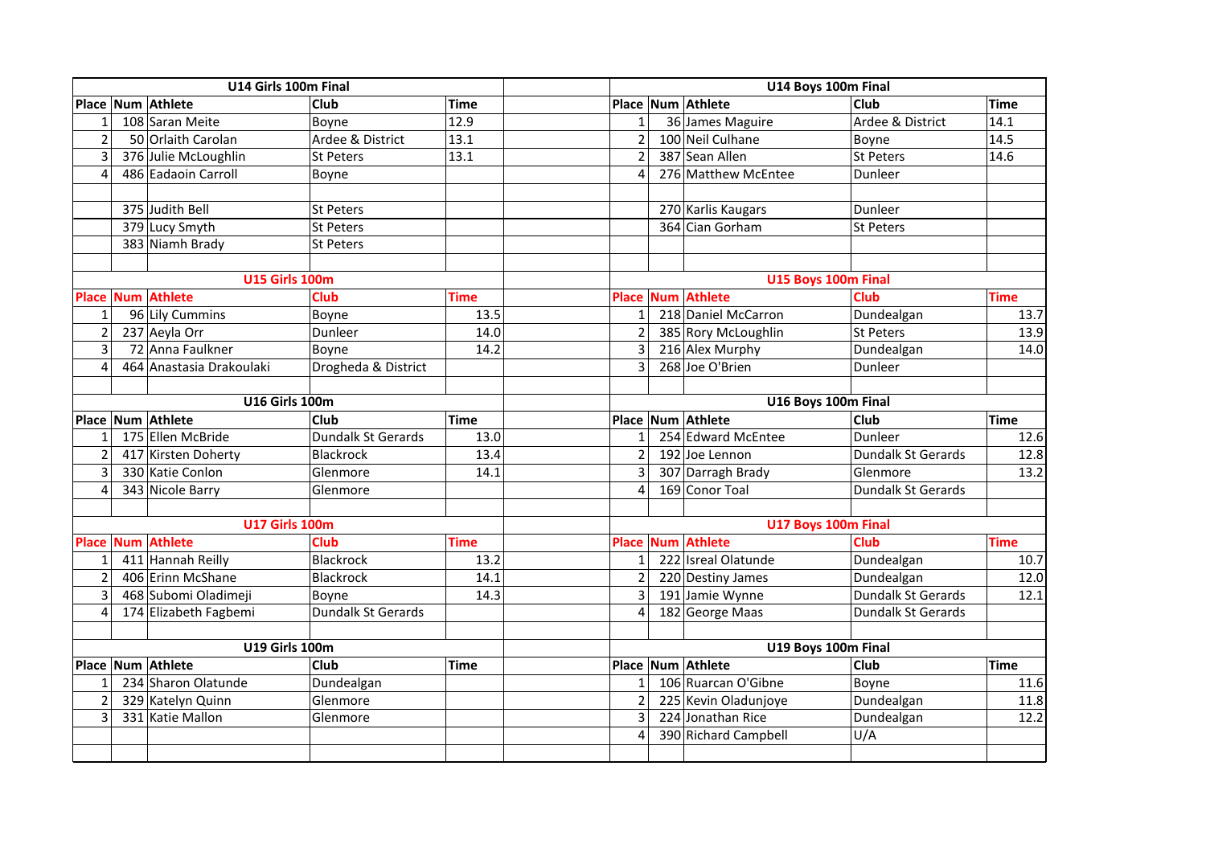## U14 Girls 100m Final

| Place | Num | Athlete | Club | Time |
|---|---|---|---|---|
| 1 | 108 | Saran Meite | Boyne | 12.9 |
| 2 | 50 | Orlaith Carolan | Ardee & District | 13.1 |
| 3 | 376 | Julie McLoughlin | St Peters | 13.1 |
| 4 | 486 | Eadaoin Carroll | Boyne | |
| | | | | |
| | 375 | Judith Bell | St Peters | |
| | 379 | Lucy Smyth | St Peters | |
| | 383 | Niamh Brady | St Peters | |

## U14 Boys 100m Final

| Place | Num | Athlete | Club | Time |
|---|---|---|---|---|
| 1 | 36 | James Maguire | Ardee & District | 14.1 |
| 2 | 100 | Neil Culhane | Boyne | 14.5 |
| 2 | 387 | Sean Allen | St Peters | 14.6 |
| 4 | 276 | Matthew McEntee | Dunleer | |
| | | | | |
| | 270 | Karlis Kaugars | Dunleer | |
| | 364 | Cian Gorham | St Peters | |

## U15 Girls 100m

| Place | Num | Athlete | Club | Time |
|---|---|---|---|---|
| 1 | 96 | Lily Cummins | Boyne | 13.5 |
| 2 | 237 | Aeyla Orr | Dunleer | 14.0 |
| 3 | 72 | Anna Faulkner | Boyne | 14.2 |
| 4 | 464 | Anastasia Drakoulaki | Drogheda & District | |

## U15 Boys 100m Final

| Place | Num | Athlete | Club | Time |
|---|---|---|---|---|
| 1 | 218 | Daniel McCarron | Dundealgan | 13.7 |
| 2 | 385 | Rory McLoughlin | St Peters | 13.9 |
| 3 | 216 | Alex Murphy | Dundealgan | 14.0 |
| 3 | 268 | Joe O'Brien | Dunleer | |

## U16 Girls 100m

| Place | Num | Athlete | Club | Time |
|---|---|---|---|---|
| 1 | 175 | Ellen McBride | Dundalk St Gerards | 13.0 |
| 2 | 417 | Kirsten Doherty | Blackrock | 13.4 |
| 3 | 330 | Katie Conlon | Glenmore | 14.1 |
| 4 | 343 | Nicole Barry | Glenmore | |

## U16 Boys 100m Final

| Place | Num | Athlete | Club | Time |
|---|---|---|---|---|
| 1 | 254 | Edward McEntee | Dunleer | 12.6 |
| 2 | 192 | Joe Lennon | Dundalk St Gerards | 12.8 |
| 3 | 307 | Darragh Brady | Glenmore | 13.2 |
| 4 | 169 | Conor Toal | Dundalk St Gerards | |

## U17 Girls 100m

| Place | Num | Athlete | Club | Time |
|---|---|---|---|---|
| 1 | 411 | Hannah Reilly | Blackrock | 13.2 |
| 2 | 406 | Erinn McShane | Blackrock | 14.1 |
| 3 | 468 | Subomi Oladimeji | Boyne | 14.3 |
| 4 | 174 | Elizabeth Fagbemi | Dundalk St Gerards | |

## U17 Boys 100m Final

| Place | Num | Athlete | Club | Time |
|---|---|---|---|---|
| 1 | 222 | Isreal Olatunde | Dundealgan | 10.7 |
| 2 | 220 | Destiny James | Dundealgan | 12.0 |
| 3 | 191 | Jamie Wynne | Dundalk St Gerards | 12.1 |
| 4 | 182 | George Maas | Dundalk St Gerards | |

## U19 Girls 100m

| Place | Num | Athlete | Club | Time |
|---|---|---|---|---|
| 1 | 234 | Sharon Olatunde | Dundealgan | |
| 2 | 329 | Katelyn Quinn | Glenmore | |
| 3 | 331 | Katie Mallon | Glenmore | |

## U19 Boys 100m Final

| Place | Num | Athlete | Club | Time |
|---|---|---|---|---|
| 1 | 106 | Ruarcan O'Gibne | Boyne | 11.6 |
| 2 | 225 | Kevin Oladunjoye | Dundealgan | 11.8 |
| 3 | 224 | Jonathan Rice | Dundealgan | 12.2 |
| 4 | 390 | Richard Campbell | U/A | |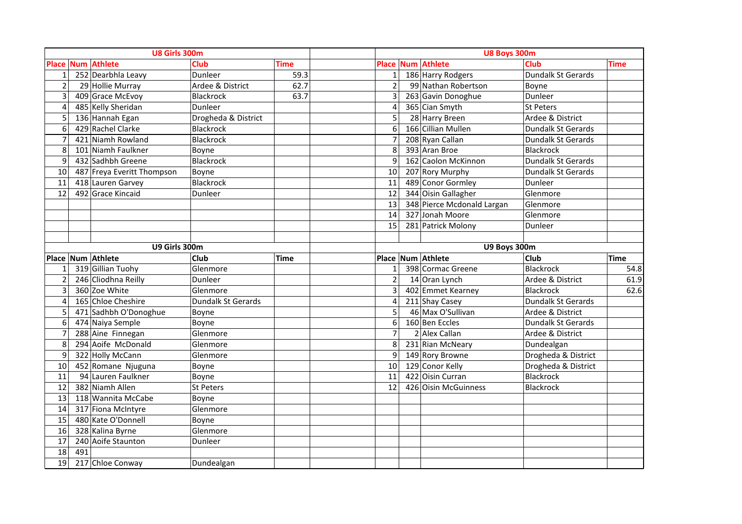### U8 Girls 300m

| Place | Num | Athlete | Club | Time |
|---|---|---|---|---|
| 1 | 252 | Dearbhla Leavy | Dunleer | 59.3 |
| 2 | 29 | Hollie Murray | Ardee & District | 62.7 |
| 3 | 409 | Grace McEvoy | Blackrock | 63.7 |
| 4 | 485 | Kelly Sheridan | Dunleer | |
| 5 | 136 | Hannah Egan | Drogheda & District | |
| 6 | 429 | Rachel Clarke | Blackrock | |
| 7 | 421 | Niamh Rowland | Blackrock | |
| 8 | 101 | Niamh Faulkner | Boyne | |
| 9 | 432 | Sadhbh Greene | Blackrock | |
| 10 | 487 | Freya Everitt Thompson | Boyne | |
| 11 | 418 | Lauren Garvey | Blackrock | |
| 12 | 492 | Grace Kincaid | Dunleer | |

### U8 Boys 300m

| Place | Num | Athlete | Club | Time |
|---|---|---|---|---|
| 1 | 186 | Harry Rodgers | Dundalk St Gerards | |
| 2 | 99 | Nathan Robertson | Boyne | |
| 3 | 263 | Gavin Donoghue | Dunleer | |
| 4 | 365 | Cian Smyth | St Peters | |
| 5 | 28 | Harry Breen | Ardee & District | |
| 6 | 166 | Cillian Mullen | Dundalk St Gerards | |
| 7 | 208 | Ryan Callan | Dundalk St Gerards | |
| 8 | 393 | Aran Broe | Blackrock | |
| 9 | 162 | Caolon McKinnon | Dundalk St Gerards | |
| 10 | 207 | Rory Murphy | Dundalk St Gerards | |
| 11 | 489 | Conor Gormley | Dunleer | |
| 12 | 344 | Oisin Gallagher | Glenmore | |
| 13 | 348 | Pierce Mcdonald Largan | Glenmore | |
| 14 | 327 | Jonah Moore | Glenmore | |
| 15 | 281 | Patrick Molony | Dunleer | |

### U9 Girls 300m

| Place | Num | Athlete | Club | Time |
|---|---|---|---|---|
| 1 | 319 | Gillian Tuohy | Glenmore | |
| 2 | 246 | Cliodhna Reilly | Dunleer | |
| 3 | 360 | Zoe White | Glenmore | |
| 4 | 165 | Chloe Cheshire | Dundalk St Gerards | |
| 5 | 471 | Sadhbh O'Donoghue | Boyne | |
| 6 | 474 | Naiya Semple | Boyne | |
| 7 | 288 | Aine Finnegan | Glenmore | |
| 8 | 294 | Aoife McDonald | Glenmore | |
| 9 | 322 | Holly McCann | Glenmore | |
| 10 | 452 | Romane Njuguna | Boyne | |
| 11 | 94 | Lauren Faulkner | Boyne | |
| 12 | 382 | Niamh Allen | St Peters | |
| 13 | 118 | Wannita McCabe | Boyne | |
| 14 | 317 | Fiona McIntyre | Glenmore | |
| 15 | 480 | Kate O'Donnell | Boyne | |
| 16 | 328 | Kalina Byrne | Glenmore | |
| 17 | 240 | Aoife Staunton | Dunleer | |
| 18 | 491 | | | |
| 19 | 217 | Chloe Conway | Dundealgan | |

### U9 Boys 300m

| Place | Num | Athlete | Club | Time |
|---|---|---|---|---|
| 1 | 398 | Cormac Greene | Blackrock | 54.8 |
| 2 | 14 | Oran Lynch | Ardee & District | 61.9 |
| 3 | 402 | Emmet Kearney | Blackrock | 62.6 |
| 4 | 211 | Shay Casey | Dundalk St Gerards | |
| 5 | 46 | Max O'Sullivan | Ardee & District | |
| 6 | 160 | Ben Eccles | Dundalk St Gerards | |
| 7 | 2 | Alex Callan | Ardee & District | |
| 8 | 231 | Rian McNeary | Dundealgan | |
| 9 | 149 | Rory Browne | Drogheda & District | |
| 10 | 129 | Conor Kelly | Drogheda & District | |
| 11 | 422 | Oisin Curran | Blackrock | |
| 12 | 426 | Oisin McGuinness | Blackrock | |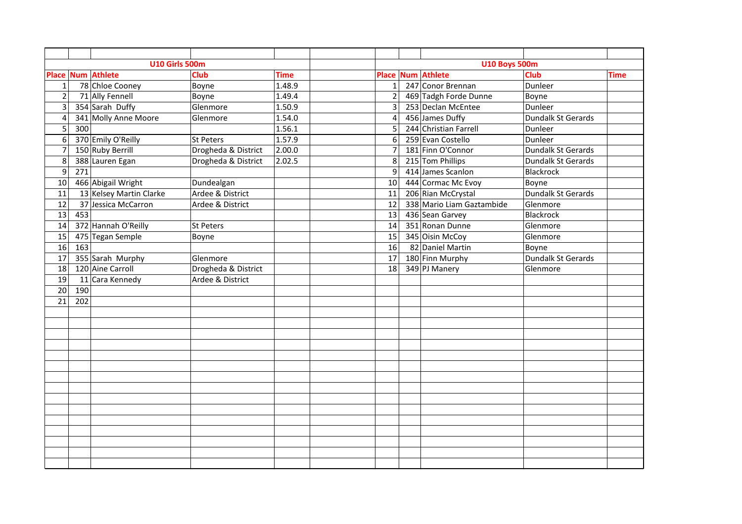## U10 Girls 500m

| Place | Num | Athlete | Club | Time |
|---|---|---|---|---|
| 1 | 78 | Chloe Cooney | Boyne | 1.48.9 |
| 2 | 71 | Ally Fennell | Boyne | 1.49.4 |
| 3 | 354 | Sarah  Duffy | Glenmore | 1.50.9 |
| 4 | 341 | Molly Anne Moore | Glenmore | 1.54.0 |
| 5 | 300 | | | 1.56.1 |
| 6 | 370 | Emily O'Reilly | St Peters | 1.57.9 |
| 7 | 150 | Ruby Berrill | Drogheda & District | 2.00.0 |
| 8 | 388 | Lauren Egan | Drogheda & District | 2.02.5 |
| 9 | 271 | | | |
| 10 | 466 | Abigail Wright | Dundealgan | |
| 11 | 13 | Kelsey Martin Clarke | Ardee & District | |
| 12 | 37 | Jessica McCarron | Ardee & District | |
| 13 | 453 | | | |
| 14 | 372 | Hannah O'Reilly | St Peters | |
| 15 | 475 | Tegan Semple | Boyne | |
| 16 | 163 | | | |
| 17 | 355 | Sarah  Murphy | Glenmore | |
| 18 | 120 | Aine Carroll | Drogheda & District | |
| 19 | 11 | Cara Kennedy | Ardee & District | |
| 20 | 190 | | | |
| 21 | 202 | | | |

## U10 Boys 500m

| Place | Num | Athlete | Club | Time |
|---|---|---|---|---|
| 1 | 247 | Conor Brennan | Dunleer | |
| 2 | 469 | Tadgh Forde Dunne | Boyne | |
| 3 | 253 | Declan McEntee | Dunleer | |
| 4 | 456 | James Duffy | Dundalk St Gerards | |
| 5 | 244 | Christian Farrell | Dunleer | |
| 6 | 259 | Evan Costello | Dunleer | |
| 7 | 181 | Finn O'Connor | Dundalk St Gerards | |
| 8 | 215 | Tom Phillips | Dundalk St Gerards | |
| 9 | 414 | James Scanlon | Blackrock | |
| 10 | 444 | Cormac Mc Evoy | Boyne | |
| 11 | 206 | Rian McCrystal | Dundalk St Gerards | |
| 12 | 338 | Mario Liam Gaztambide | Glenmore | |
| 13 | 436 | Sean Garvey | Blackrock | |
| 14 | 351 | Ronan Dunne | Glenmore | |
| 15 | 345 | Oisin McCoy | Glenmore | |
| 16 | 82 | Daniel Martin | Boyne | |
| 17 | 180 | Finn Murphy | Dundalk St Gerards | |
| 18 | 349 | PJ Manery | Glenmore | |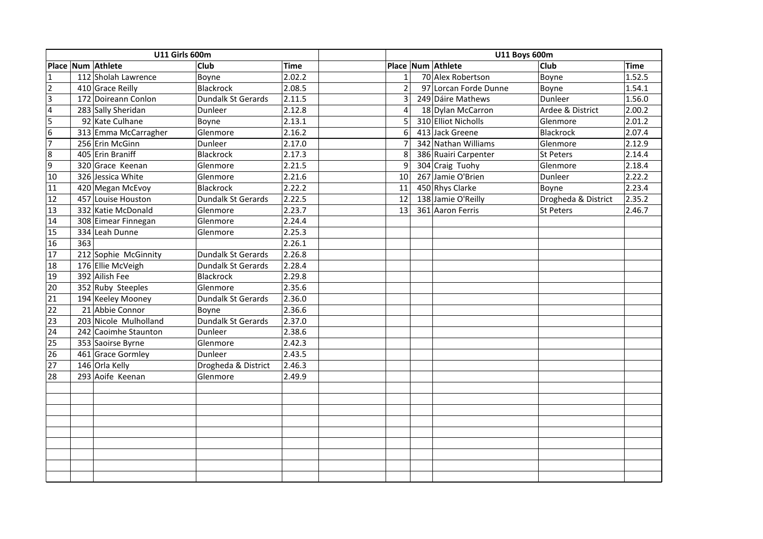| U11 Girls 600m | | | | |
|---|---|---|---|---|
| Place | Num | Athlete | Club | Time |
| 1 | 112 | Sholah Lawrence | Boyne | 2.02.2 |
| 2 | 410 | Grace Reilly | Blackrock | 2.08.5 |
| 3 | 172 | Doireann Conlon | Dundalk St Gerards | 2.11.5 |
| 4 | 283 | Sally Sheridan | Dunleer | 2.12.8 |
| 5 | 92 | Kate Culhane | Boyne | 2.13.1 |
| 6 | 313 | Emma McCarragher | Glenmore | 2.16.2 |
| 7 | 256 | Erin McGinn | Dunleer | 2.17.0 |
| 8 | 405 | Erin Braniff | Blackrock | 2.17.3 |
| 9 | 320 | Grace Keenan | Glenmore | 2.21.5 |
| 10 | 326 | Jessica White | Glenmore | 2.21.6 |
| 11 | 420 | Megan McEvoy | Blackrock | 2.22.2 |
| 12 | 457 | Louise Houston | Dundalk St Gerards | 2.22.5 |
| 13 | 332 | Katie McDonald | Glenmore | 2.23.7 |
| 14 | 308 | Eimear Finnegan | Glenmore | 2.24.4 |
| 15 | 334 | Leah Dunne | Glenmore | 2.25.3 |
| 16 | 363 | | | 2.26.1 |
| 17 | 212 | Sophie McGinnity | Dundalk St Gerards | 2.26.8 |
| 18 | 176 | Ellie McVeigh | Dundalk St Gerards | 2.28.4 |
| 19 | 392 | Ailish Fee | Blackrock | 2.29.8 |
| 20 | 352 | Ruby Steeples | Glenmore | 2.35.6 |
| 21 | 194 | Keeley Mooney | Dundalk St Gerards | 2.36.0 |
| 22 | 21 | Abbie Connor | Boyne | 2.36.6 |
| 23 | 203 | Nicole Mulholland | Dundalk St Gerards | 2.37.0 |
| 24 | 242 | Caoimhe Staunton | Dunleer | 2.38.6 |
| 25 | 353 | Saoirse Byrne | Glenmore | 2.42.3 |
| 26 | 461 | Grace Gormley | Dunleer | 2.43.5 |
| 27 | 146 | Orla Kelly | Drogheda & District | 2.46.3 |
| 28 | 293 | Aoife Keenan | Glenmore | 2.49.9 |

| U11 Boys 600m | | | | |
|---|---|---|---|---|
| Place | Num | Athlete | Club | Time |
| 1 | 70 | Alex Robertson | Boyne | 1.52.5 |
| 2 | 97 | Lorcan Forde Dunne | Boyne | 1.54.1 |
| 3 | 249 | Dáire Mathews | Dunleer | 1.56.0 |
| 4 | 18 | Dylan McCarron | Ardee & District | 2.00.2 |
| 5 | 310 | Elliot Nicholls | Glenmore | 2.01.2 |
| 6 | 413 | Jack Greene | Blackrock | 2.07.4 |
| 7 | 342 | Nathan Williams | Glenmore | 2.12.9 |
| 8 | 386 | Ruairi Carpenter | St Peters | 2.14.4 |
| 9 | 304 | Craig Tuohy | Glenmore | 2.18.4 |
| 10 | 267 | Jamie O'Brien | Dunleer | 2.22.2 |
| 11 | 450 | Rhys Clarke | Boyne | 2.23.4 |
| 12 | 138 | Jamie O'Reilly | Drogheda & District | 2.35.2 |
| 13 | 361 | Aaron Ferris | St Peters | 2.46.7 |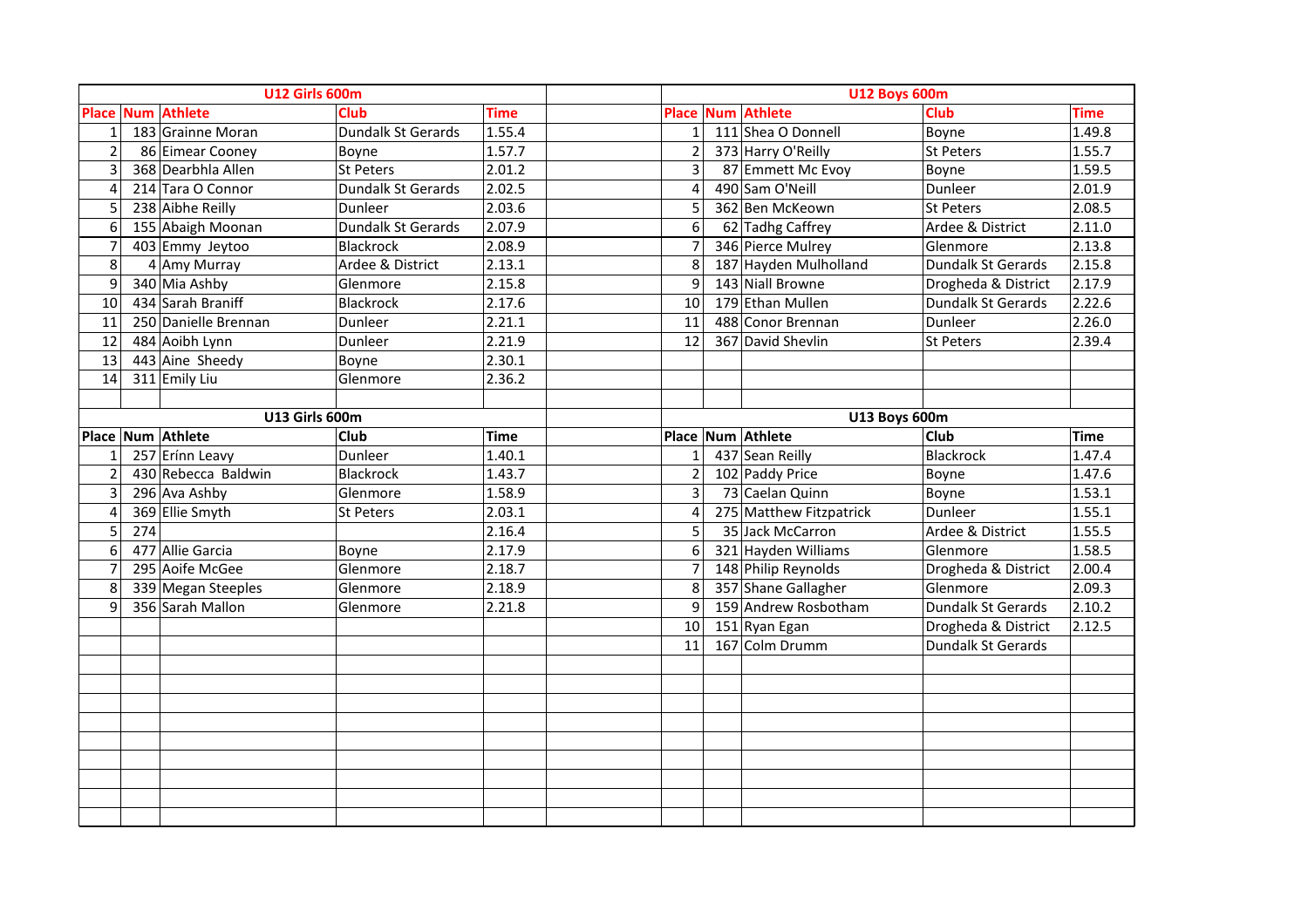## U12 Girls 600m

| Place | Num | Athlete | Club | Time |
|---|---|---|---|---|
| 1 | 183 | Grainne Moran | Dundalk St Gerards | 1.55.4 |
| 2 | 86 | Eimear Cooney | Boyne | 1.57.7 |
| 3 | 368 | Dearbhla Allen | St Peters | 2.01.2 |
| 4 | 214 | Tara O Connor | Dundalk St Gerards | 2.02.5 |
| 5 | 238 | Aibhe Reilly | Dunleer | 2.03.6 |
| 6 | 155 | Abaigh Moonan | Dundalk St Gerards | 2.07.9 |
| 7 | 403 | Emmy Jeytoo | Blackrock | 2.08.9 |
| 8 | 4 | Amy Murray | Ardee & District | 2.13.1 |
| 9 | 340 | Mia Ashby | Glenmore | 2.15.8 |
| 10 | 434 | Sarah Braniff | Blackrock | 2.17.6 |
| 11 | 250 | Danielle Brennan | Dunleer | 2.21.1 |
| 12 | 484 | Aoibh Lynn | Dunleer | 2.21.9 |
| 13 | 443 | Aine Sheedy | Boyne | 2.30.1 |
| 14 | 311 | Emily Liu | Glenmore | 2.36.2 |

## U12 Boys 600m

| Place | Num | Athlete | Club | Time |
|---|---|---|---|---|
| 1 | 111 | Shea O Donnell | Boyne | 1.49.8 |
| 2 | 373 | Harry O'Reilly | St Peters | 1.55.7 |
| 3 | 87 | Emmett Mc Evoy | Boyne | 1.59.5 |
| 4 | 490 | Sam O'Neill | Dunleer | 2.01.9 |
| 5 | 362 | Ben McKeown | St Peters | 2.08.5 |
| 6 | 62 | Tadhg Caffrey | Ardee & District | 2.11.0 |
| 7 | 346 | Pierce Mulrey | Glenmore | 2.13.8 |
| 8 | 187 | Hayden Mulholland | Dundalk St Gerards | 2.15.8 |
| 9 | 143 | Niall Browne | Drogheda & District | 2.17.9 |
| 10 | 179 | Ethan Mullen | Dundalk St Gerards | 2.22.6 |
| 11 | 488 | Conor Brennan | Dunleer | 2.26.0 |
| 12 | 367 | David Shevlin | St Peters | 2.39.4 |

## U13 Girls 600m

| Place | Num | Athlete | Club | Time |
|---|---|---|---|---|
| 1 | 257 | Erínn Leavy | Dunleer | 1.40.1 |
| 2 | 430 | Rebecca Baldwin | Blackrock | 1.43.7 |
| 3 | 296 | Ava Ashby | Glenmore | 1.58.9 |
| 4 | 369 | Ellie Smyth | St Peters | 2.03.1 |
| 5 | 274 | | | 2.16.4 |
| 6 | 477 | Allie Garcia | Boyne | 2.17.9 |
| 7 | 295 | Aoife McGee | Glenmore | 2.18.7 |
| 8 | 339 | Megan Steeples | Glenmore | 2.18.9 |
| 9 | 356 | Sarah Mallon | Glenmore | 2.21.8 |

## U13 Boys 600m

| Place | Num | Athlete | Club | Time |
|---|---|---|---|---|
| 1 | 437 | Sean Reilly | Blackrock | 1.47.4 |
| 2 | 102 | Paddy Price | Boyne | 1.47.6 |
| 3 | 73 | Caelan Quinn | Boyne | 1.53.1 |
| 4 | 275 | Matthew Fitzpatrick | Dunleer | 1.55.1 |
| 5 | 35 | Jack McCarron | Ardee & District | 1.55.5 |
| 6 | 321 | Hayden Williams | Glenmore | 1.58.5 |
| 7 | 148 | Philip Reynolds | Drogheda & District | 2.00.4 |
| 8 | 357 | Shane Gallagher | Glenmore | 2.09.3 |
| 9 | 159 | Andrew Rosbotham | Dundalk St Gerards | 2.10.2 |
| 10 | 151 | Ryan Egan | Drogheda & District | 2.12.5 |
| 11 | 167 | Colm Drumm | Dundalk St Gerards | |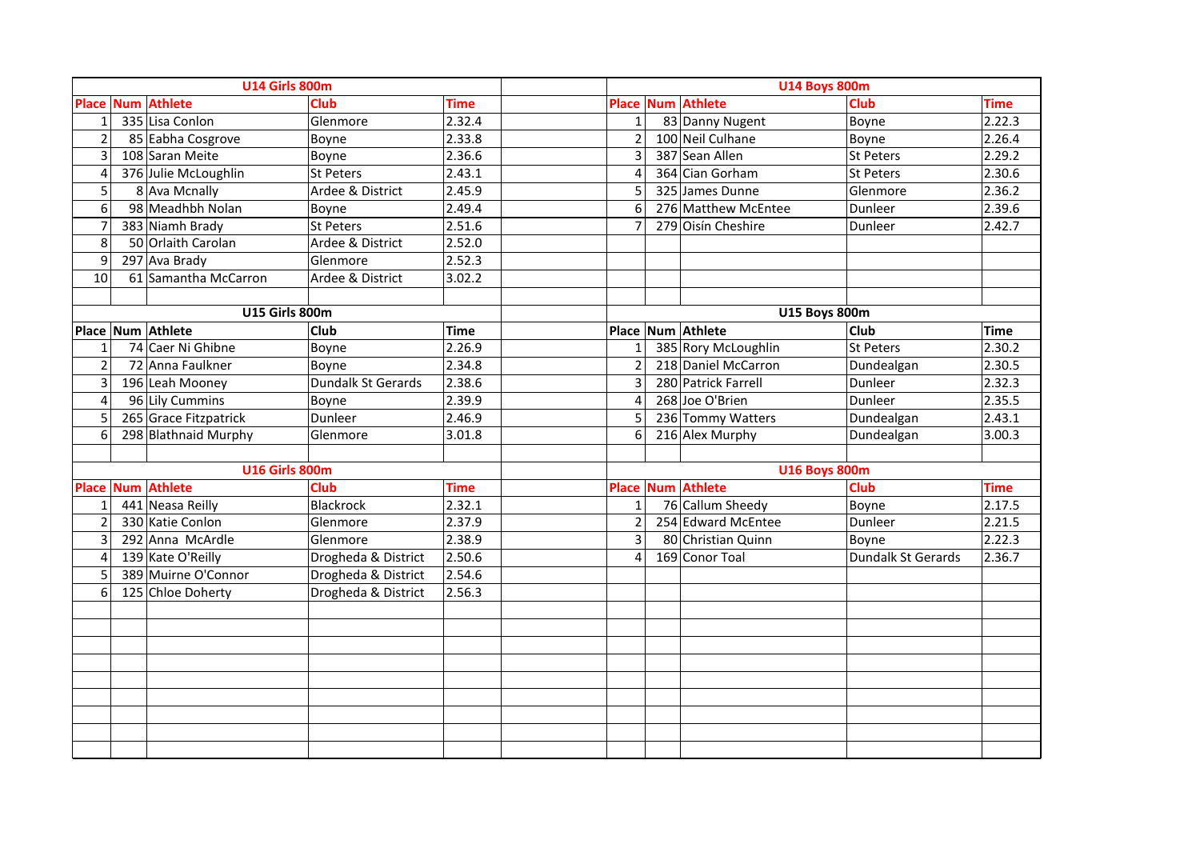## U14 Girls 800m

| Place | Num | Athlete | Club | Time |
|---|---|---|---|---|
| 1 | 335 | Lisa Conlon | Glenmore | 2.32.4 |
| 2 | 85 | Eabha Cosgrove | Boyne | 2.33.8 |
| 3 | 108 | Saran Meite | Boyne | 2.36.6 |
| 4 | 376 | Julie McLoughlin | St Peters | 2.43.1 |
| 5 | 8 | Ava Mcnally | Ardee & District | 2.45.9 |
| 6 | 98 | Meadhbh Nolan | Boyne | 2.49.4 |
| 7 | 383 | Niamh Brady | St Peters | 2.51.6 |
| 8 | 50 | Orlaith Carolan | Ardee & District | 2.52.0 |
| 9 | 297 | Ava Brady | Glenmore | 2.52.3 |
| 10 | 61 | Samantha McCarron | Ardee & District | 3.02.2 |

## U14 Boys 800m

| Place | Num | Athlete | Club | Time |
|---|---|---|---|---|
| 1 | 83 | Danny Nugent | Boyne | 2.22.3 |
| 2 | 100 | Neil Culhane | Boyne | 2.26.4 |
| 3 | 387 | Sean Allen | St Peters | 2.29.2 |
| 4 | 364 | Cian Gorham | St Peters | 2.30.6 |
| 5 | 325 | James Dunne | Glenmore | 2.36.2 |
| 6 | 276 | Matthew McEntee | Dunleer | 2.39.6 |
| 7 | 279 | Oisín Cheshire | Dunleer | 2.42.7 |

## U15 Girls 800m

| Place | Num | Athlete | Club | Time |
|---|---|---|---|---|
| 1 | 74 | Caer Ni Ghibne | Boyne | 2.26.9 |
| 2 | 72 | Anna Faulkner | Boyne | 2.34.8 |
| 3 | 196 | Leah Mooney | Dundalk St Gerards | 2.38.6 |
| 4 | 96 | Lily Cummins | Boyne | 2.39.9 |
| 5 | 265 | Grace Fitzpatrick | Dunleer | 2.46.9 |
| 6 | 298 | Blathnaid Murphy | Glenmore | 3.01.8 |

## U15 Boys 800m

| Place | Num | Athlete | Club | Time |
|---|---|---|---|---|
| 1 | 385 | Rory McLoughlin | St Peters | 2.30.2 |
| 2 | 218 | Daniel McCarron | Dundealgan | 2.30.5 |
| 3 | 280 | Patrick Farrell | Dunleer | 2.32.3 |
| 4 | 268 | Joe O'Brien | Dunleer | 2.35.5 |
| 5 | 236 | Tommy Watters | Dundealgan | 2.43.1 |
| 6 | 216 | Alex Murphy | Dundealgan | 3.00.3 |

## U16 Girls 800m

| Place | Num | Athlete | Club | Time |
|---|---|---|---|---|
| 1 | 441 | Neasa Reilly | Blackrock | 2.32.1 |
| 2 | 330 | Katie Conlon | Glenmore | 2.37.9 |
| 3 | 292 | Anna McArdle | Glenmore | 2.38.9 |
| 4 | 139 | Kate O'Reilly | Drogheda & District | 2.50.6 |
| 5 | 389 | Muirne O'Connor | Drogheda & District | 2.54.6 |
| 6 | 125 | Chloe Doherty | Drogheda & District | 2.56.3 |

## U16 Boys 800m

| Place | Num | Athlete | Club | Time |
|---|---|---|---|---|
| 1 | 76 | Callum Sheedy | Boyne | 2.17.5 |
| 2 | 254 | Edward McEntee | Dunleer | 2.21.5 |
| 3 | 80 | Christian Quinn | Boyne | 2.22.3 |
| 4 | 169 | Conor Toal | Dundalk St Gerards | 2.36.7 |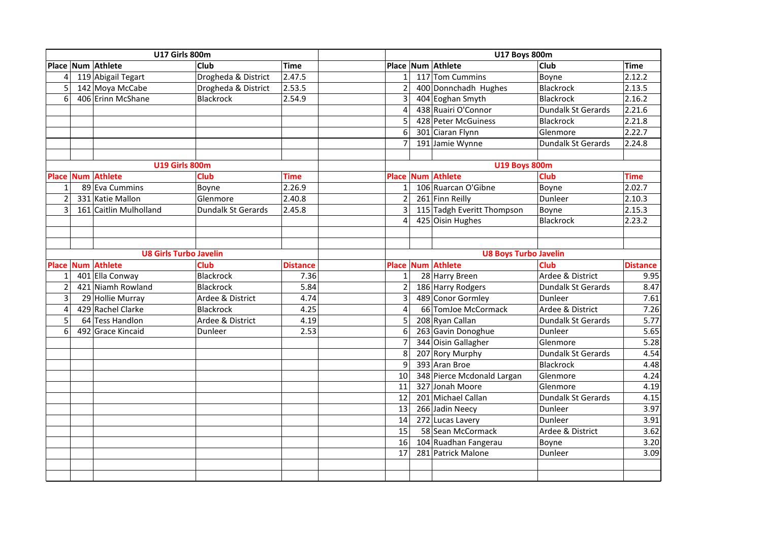## U17 Girls 800m

| Place | Num | Athlete | Club | Time |
|---|---|---|---|---|
| 4 | 119 | Abigail Tegart | Drogheda & District | 2.47.5 |
| 5 | 142 | Moya McCabe | Drogheda & District | 2.53.5 |
| 6 | 406 | Erinn McShane | Blackrock | 2.54.9 |

## U17 Boys 800m

| Place | Num | Athlete | Club | Time |
|---|---|---|---|---|
| 1 | 117 | Tom Cummins | Boyne | 2.12.2 |
| 2 | 400 | Donnchadh Hughes | Blackrock | 2.13.5 |
| 3 | 404 | Eoghan Smyth | Blackrock | 2.16.2 |
| 4 | 438 | Ruairi O'Connor | Dundalk St Gerards | 2.21.6 |
| 5 | 428 | Peter McGuiness | Blackrock | 2.21.8 |
| 6 | 301 | Ciaran Flynn | Glenmore | 2.22.7 |
| 7 | 191 | Jamie Wynne | Dundalk St Gerards | 2.24.8 |

## U19 Girls 800m

| Place | Num | Athlete | Club | Time |
|---|---|---|---|---|
| 1 | 89 | Eva Cummins | Boyne | 2.26.9 |
| 2 | 331 | Katie Mallon | Glenmore | 2.40.8 |
| 3 | 161 | Caitlin Mulholland | Dundalk St Gerards | 2.45.8 |

## U19 Boys 800m

| Place | Num | Athlete | Club | Time |
|---|---|---|---|---|
| 1 | 106 | Ruarcan O'Gibne | Boyne | 2.02.7 |
| 2 | 261 | Finn Reilly | Dunleer | 2.10.3 |
| 3 | 115 | Tadgh Everitt Thompson | Boyne | 2.15.3 |
| 4 | 425 | Oisin Hughes | Blackrock | 2.23.2 |

## U8 Girls Turbo Javelin

| Place | Num | Athlete | Club | Distance |
|---|---|---|---|---|
| 1 | 401 | Ella Conway | Blackrock | 7.36 |
| 2 | 421 | Niamh Rowland | Blackrock | 5.84 |
| 3 | 29 | Hollie Murray | Ardee & District | 4.74 |
| 4 | 429 | Rachel Clarke | Blackrock | 4.25 |
| 5 | 64 | Tess Handlon | Ardee & District | 4.19 |
| 6 | 492 | Grace Kincaid | Dunleer | 2.53 |

## U8 Boys Turbo Javelin

| Place | Num | Athlete | Club | Distance |
|---|---|---|---|---|
| 1 | 28 | Harry Breen | Ardee & District | 9.95 |
| 2 | 186 | Harry Rodgers | Dundalk St Gerards | 8.47 |
| 3 | 489 | Conor Gormley | Dunleer | 7.61 |
| 4 | 66 | TomJoe McCormack | Ardee & District | 7.26 |
| 5 | 208 | Ryan Callan | Dundalk St Gerards | 5.77 |
| 6 | 263 | Gavin Donoghue | Dunleer | 5.65 |
| 7 | 344 | Oisin Gallagher | Glenmore | 5.28 |
| 8 | 207 | Rory Murphy | Dundalk St Gerards | 4.54 |
| 9 | 393 | Aran Broe | Blackrock | 4.48 |
| 10 | 348 | Pierce Mcdonald Largan | Glenmore | 4.24 |
| 11 | 327 | Jonah Moore | Glenmore | 4.19 |
| 12 | 201 | Michael Callan | Dundalk St Gerards | 4.15 |
| 13 | 266 | Jadin Neecy | Dunleer | 3.97 |
| 14 | 272 | Lucas Lavery | Dunleer | 3.91 |
| 15 | 58 | Sean McCormack | Ardee & District | 3.62 |
| 16 | 104 | Ruadhan Fangerau | Boyne | 3.20 |
| 17 | 281 | Patrick Malone | Dunleer | 3.09 |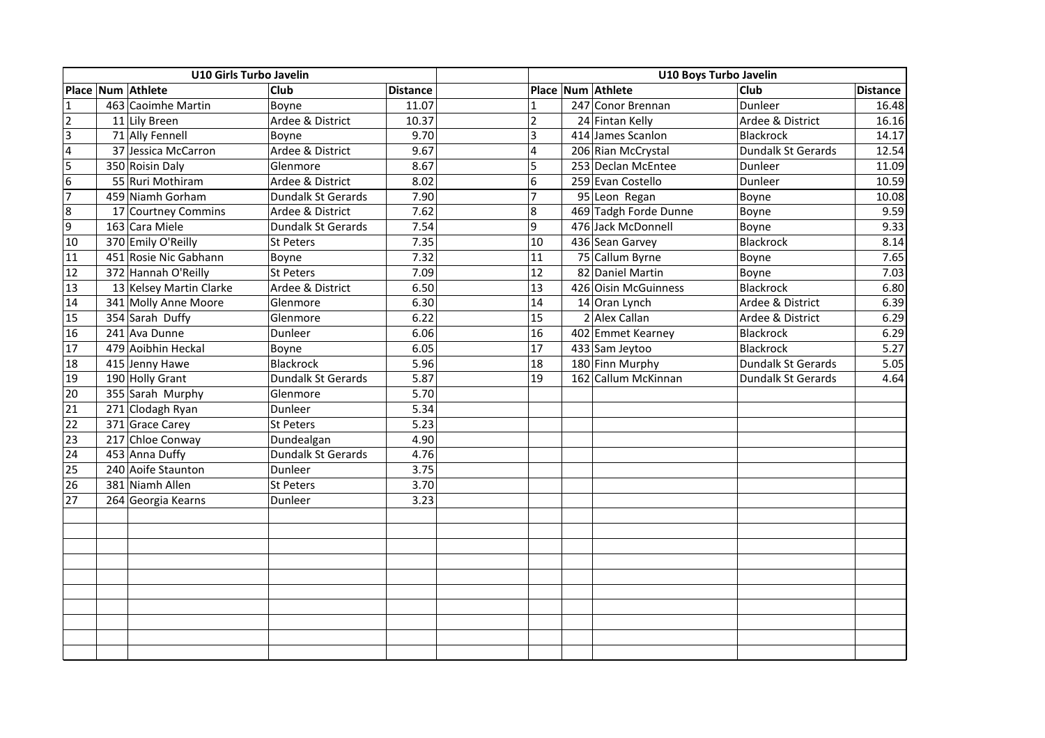| U10 Girls Turbo Javelin | | | | | | U10 Boys Turbo Javelin | | | | |
|---|---|---|---|---|---|---|---|---|---|---|
| Place | Num | Athlete | Club | Distance | | Place | Num | Athlete | Club | Distance |
| 1 | 463 | Caoimhe Martin | Boyne | 11.07 | | 1 | 247 | Conor Brennan | Dunleer | 16.48 |
| 2 | 11 | Lily Breen | Ardee & District | 10.37 | | 2 | 24 | Fintan Kelly | Ardee & District | 16.16 |
| 3 | 71 | Ally Fennell | Boyne | 9.70 | | 3 | 414 | James Scanlon | Blackrock | 14.17 |
| 4 | 37 | Jessica McCarron | Ardee & District | 9.67 | | 4 | 206 | Rian McCrystal | Dundalk St Gerards | 12.54 |
| 5 | 350 | Roisin Daly | Glenmore | 8.67 | | 5 | 253 | Declan McEntee | Dunleer | 11.09 |
| 6 | 55 | Ruri Mothiram | Ardee & District | 8.02 | | 6 | 259 | Evan Costello | Dunleer | 10.59 |
| 7 | 459 | Niamh Gorham | Dundalk St Gerards | 7.90 | | 7 | 95 | Leon Regan | Boyne | 10.08 |
| 8 | 17 | Courtney Commins | Ardee & District | 7.62 | | 8 | 469 | Tadgh Forde Dunne | Boyne | 9.59 |
| 9 | 163 | Cara Miele | Dundalk St Gerards | 7.54 | | 9 | 476 | Jack McDonnell | Boyne | 9.33 |
| 10 | 370 | Emily O'Reilly | St Peters | 7.35 | | 10 | 436 | Sean Garvey | Blackrock | 8.14 |
| 11 | 451 | Rosie Nic Gabhann | Boyne | 7.32 | | 11 | 75 | Callum Byrne | Boyne | 7.65 |
| 12 | 372 | Hannah O'Reilly | St Peters | 7.09 | | 12 | 82 | Daniel Martin | Boyne | 7.03 |
| 13 | 13 | Kelsey Martin Clarke | Ardee & District | 6.50 | | 13 | 426 | Oisin McGuinness | Blackrock | 6.80 |
| 14 | 341 | Molly Anne Moore | Glenmore | 6.30 | | 14 | 14 | Oran Lynch | Ardee & District | 6.39 |
| 15 | 354 | Sarah Duffy | Glenmore | 6.22 | | 15 | 2 | Alex Callan | Ardee & District | 6.29 |
| 16 | 241 | Ava Dunne | Dunleer | 6.06 | | 16 | 402 | Emmet Kearney | Blackrock | 6.29 |
| 17 | 479 | Aoibhin Heckal | Boyne | 6.05 | | 17 | 433 | Sam Jeytoo | Blackrock | 5.27 |
| 18 | 415 | Jenny Hawe | Blackrock | 5.96 | | 18 | 180 | Finn Murphy | Dundalk St Gerards | 5.05 |
| 19 | 190 | Holly Grant | Dundalk St Gerards | 5.87 | | 19 | 162 | Callum McKinnan | Dundalk St Gerards | 4.64 |
| 20 | 355 | Sarah Murphy | Glenmore | 5.70 | | | | | | |
| 21 | 271 | Clodagh Ryan | Dunleer | 5.34 | | | | | | |
| 22 | 371 | Grace Carey | St Peters | 5.23 | | | | | | |
| 23 | 217 | Chloe Conway | Dundealgan | 4.90 | | | | | | |
| 24 | 453 | Anna Duffy | Dundalk St Gerards | 4.76 | | | | | | |
| 25 | 240 | Aoife Staunton | Dunleer | 3.75 | | | | | | |
| 26 | 381 | Niamh Allen | St Peters | 3.70 | | | | | | |
| 27 | 264 | Georgia Kearns | Dunleer | 3.23 | | | | | | |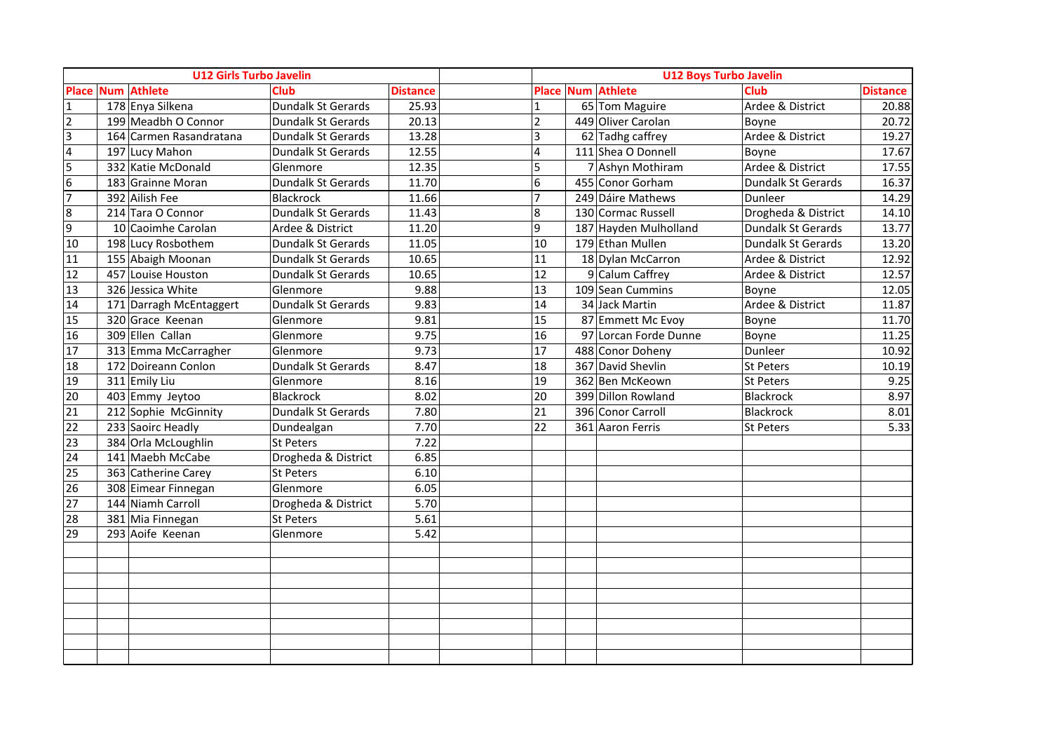| U12 Girls Turbo Javelin | | | | |
|---|---|---|---|---|
| **Place** | **Num** | **Athlete** | **Club** | **Distance** |
| 1 | 178 | Enya Silkena | Dundalk St Gerards | 25.93 |
| 2 | 199 | Meadbh O Connor | Dundalk St Gerards | 20.13 |
| 3 | 164 | Carmen Rasandratana | Dundalk St Gerards | 13.28 |
| 4 | 197 | Lucy Mahon | Dundalk St Gerards | 12.55 |
| 5 | 332 | Katie McDonald | Glenmore | 12.35 |
| 6 | 183 | Grainne Moran | Dundalk St Gerards | 11.70 |
| 7 | 392 | Ailish Fee | Blackrock | 11.66 |
| 8 | 214 | Tara O Connor | Dundalk St Gerards | 11.43 |
| 9 | 10 | Caoimhe Carolan | Ardee & District | 11.20 |
| 10 | 198 | Lucy Rosbothem | Dundalk St Gerards | 11.05 |
| 11 | 155 | Abaigh Moonan | Dundalk St Gerards | 10.65 |
| 12 | 457 | Louise Houston | Dundalk St Gerards | 10.65 |
| 13 | 326 | Jessica White | Glenmore | 9.88 |
| 14 | 171 | Darragh McEntaggert | Dundalk St Gerards | 9.83 |
| 15 | 320 | Grace Keenan | Glenmore | 9.81 |
| 16 | 309 | Ellen Callan | Glenmore | 9.75 |
| 17 | 313 | Emma McCarragher | Glenmore | 9.73 |
| 18 | 172 | Doireann Conlon | Dundalk St Gerards | 8.47 |
| 19 | 311 | Emily Liu | Glenmore | 8.16 |
| 20 | 403 | Emmy Jeytoo | Blackrock | 8.02 |
| 21 | 212 | Sophie McGinnity | Dundalk St Gerards | 7.80 |
| 22 | 233 | Saoirc Headly | Dundealgan | 7.70 |
| 23 | 384 | Orla McLoughlin | St Peters | 7.22 |
| 24 | 141 | Maebh McCabe | Drogheda & District | 6.85 |
| 25 | 363 | Catherine Carey | St Peters | 6.10 |
| 26 | 308 | Eimear Finnegan | Glenmore | 6.05 |
| 27 | 144 | Niamh Carroll | Drogheda & District | 5.70 |
| 28 | 381 | Mia Finnegan | St Peters | 5.61 |
| 29 | 293 | Aoife Keenan | Glenmore | 5.42 |

| U12 Boys Turbo Javelin | | | | |
|---|---|---|---|---|
| **Place** | **Num** | **Athlete** | **Club** | **Distance** |
| 1 | 65 | Tom Maguire | Ardee & District | 20.88 |
| 2 | 449 | Oliver Carolan | Boyne | 20.72 |
| 3 | 62 | Tadhg caffrey | Ardee & District | 19.27 |
| 4 | 111 | Shea O Donnell | Boyne | 17.67 |
| 5 | 7 | Ashyn Mothiram | Ardee & District | 17.55 |
| 6 | 455 | Conor Gorham | Dundalk St Gerards | 16.37 |
| 7 | 249 | Dáire Mathews | Dunleer | 14.29 |
| 8 | 130 | Cormac Russell | Drogheda & District | 14.10 |
| 9 | 187 | Hayden Mulholland | Dundalk St Gerards | 13.77 |
| 10 | 179 | Ethan Mullen | Dundalk St Gerards | 13.20 |
| 11 | 18 | Dylan McCarron | Ardee & District | 12.92 |
| 12 | 9 | Calum Caffrey | Ardee & District | 12.57 |
| 13 | 109 | Sean Cummins | Boyne | 12.05 |
| 14 | 34 | Jack Martin | Ardee & District | 11.87 |
| 15 | 87 | Emmett Mc Evoy | Boyne | 11.70 |
| 16 | 97 | Lorcan Forde Dunne | Boyne | 11.25 |
| 17 | 488 | Conor Doheny | Dunleer | 10.92 |
| 18 | 367 | David Shevlin | St Peters | 10.19 |
| 19 | 362 | Ben McKeown | St Peters | 9.25 |
| 20 | 399 | Dillon Rowland | Blackrock | 8.97 |
| 21 | 396 | Conor Carroll | Blackrock | 8.01 |
| 22 | 361 | Aaron Ferris | St Peters | 5.33 |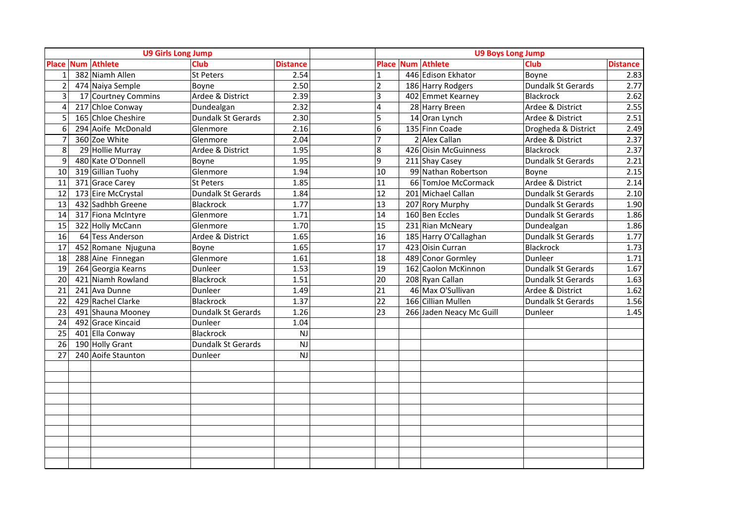## U9 Girls Long Jump

| Place | Num | Athlete | Club | Distance |
|---|---|---|---|---|
| 1 | 382 | Niamh Allen | St Peters | 2.54 |
| 2 | 474 | Naiya Semple | Boyne | 2.50 |
| 3 | 17 | Courtney Commins | Ardee & District | 2.39 |
| 4 | 217 | Chloe Conway | Dundealgan | 2.32 |
| 5 | 165 | Chloe Cheshire | Dundalk St Gerards | 2.30 |
| 6 | 294 | Aoife McDonald | Glenmore | 2.16 |
| 7 | 360 | Zoe White | Glenmore | 2.04 |
| 8 | 29 | Hollie Murray | Ardee & District | 1.95 |
| 9 | 480 | Kate O'Donnell | Boyne | 1.95 |
| 10 | 319 | Gillian Tuohy | Glenmore | 1.94 |
| 11 | 371 | Grace Carey | St Peters | 1.85 |
| 12 | 173 | Eire McCrystal | Dundalk St Gerards | 1.84 |
| 13 | 432 | Sadhbh Greene | Blackrock | 1.77 |
| 14 | 317 | Fiona McIntyre | Glenmore | 1.71 |
| 15 | 322 | Holly McCann | Glenmore | 1.70 |
| 16 | 64 | Tess Anderson | Ardee & District | 1.65 |
| 17 | 452 | Romane Njuguna | Boyne | 1.65 |
| 18 | 288 | Aine Finnegan | Glenmore | 1.61 |
| 19 | 264 | Georgia Kearns | Dunleer | 1.53 |
| 20 | 421 | Niamh Rowland | Blackrock | 1.51 |
| 21 | 241 | Ava Dunne | Dunleer | 1.49 |
| 22 | 429 | Rachel Clarke | Blackrock | 1.37 |
| 23 | 491 | Shauna Mooney | Dundalk St Gerards | 1.26 |
| 24 | 492 | Grace Kincaid | Dunleer | 1.04 |
| 25 | 401 | Ella Conway | Blackrock | NJ |
| 26 | 190 | Holly Grant | Dundalk St Gerards | NJ |
| 27 | 240 | Aoife Staunton | Dunleer | NJ |

## U9 Boys Long Jump

| Place | Num | Athlete | Club | Distance |
|---|---|---|---|---|
| 1 | 446 | Edison Ekhator | Boyne | 2.83 |
| 2 | 186 | Harry Rodgers | Dundalk St Gerards | 2.77 |
| 3 | 402 | Emmet Kearney | Blackrock | 2.62 |
| 4 | 28 | Harry Breen | Ardee & District | 2.55 |
| 5 | 14 | Oran Lynch | Ardee & District | 2.51 |
| 6 | 135 | Finn Coade | Drogheda & District | 2.49 |
| 7 | 2 | Alex Callan | Ardee & District | 2.37 |
| 8 | 426 | Oisin McGuinness | Blackrock | 2.37 |
| 9 | 211 | Shay Casey | Dundalk St Gerards | 2.21 |
| 10 | 99 | Nathan Robertson | Boyne | 2.15 |
| 11 | 66 | TomJoe McCormack | Ardee & District | 2.14 |
| 12 | 201 | Michael Callan | Dundalk St Gerards | 2.10 |
| 13 | 207 | Rory Murphy | Dundalk St Gerards | 1.90 |
| 14 | 160 | Ben Eccles | Dundalk St Gerards | 1.86 |
| 15 | 231 | Rian McNeary | Dundealgan | 1.86 |
| 16 | 185 | Harry O'Callaghan | Dundalk St Gerards | 1.77 |
| 17 | 423 | Oisin Curran | Blackrock | 1.73 |
| 18 | 489 | Conor Gormley | Dunleer | 1.71 |
| 19 | 162 | Caolon McKinnon | Dundalk St Gerards | 1.67 |
| 20 | 208 | Ryan Callan | Dundalk St Gerards | 1.63 |
| 21 | 46 | Max O'Sullivan | Ardee & District | 1.62 |
| 22 | 166 | Cillian Mullen | Dundalk St Gerards | 1.56 |
| 23 | 266 | Jaden Neacy Mc Guill | Dunleer | 1.45 |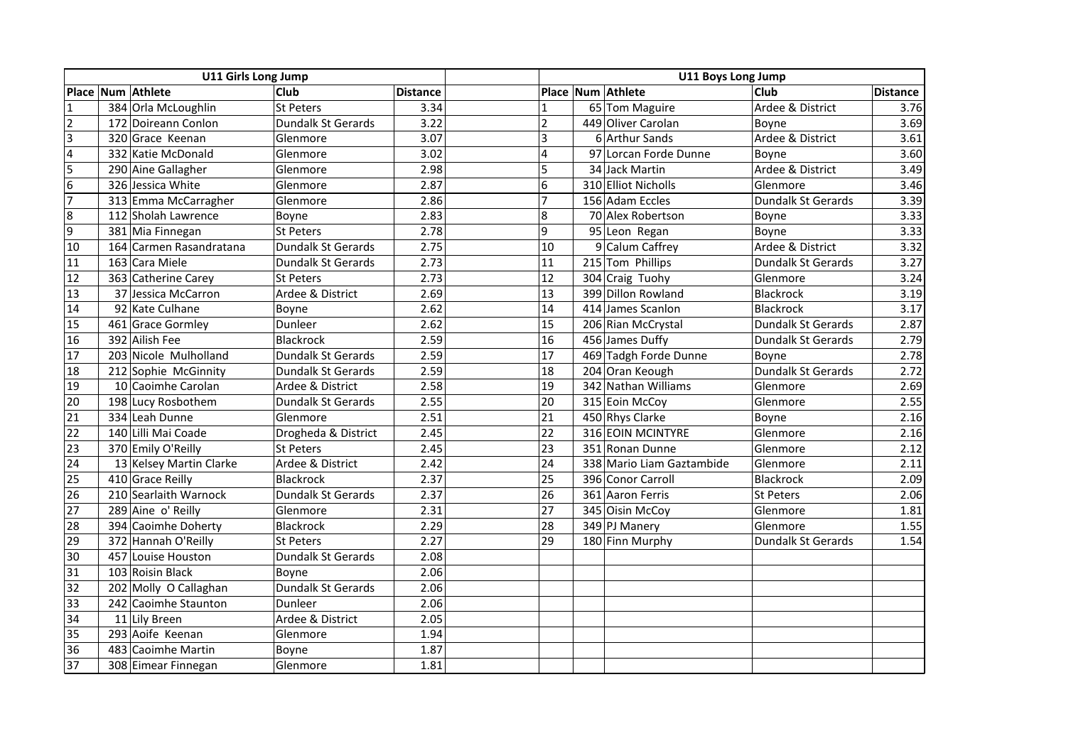| U11 Girls Long Jump | | | | | | U11 Boys Long Jump | | | | |
|---|---|---|---|---|---|---|---|---|---|---|
| Place | Num | Athlete | Club | Distance | | Place | Num | Athlete | Club | Distance |
| 1 | 384 | Orla McLoughlin | St Peters | 3.34 | | 1 | 65 | Tom Maguire | Ardee & District | 3.76 |
| 2 | 172 | Doireann Conlon | Dundalk St Gerards | 3.22 | | 2 | 449 | Oliver Carolan | Boyne | 3.69 |
| 3 | 320 | Grace Keenan | Glenmore | 3.07 | | 3 | 6 | Arthur Sands | Ardee & District | 3.61 |
| 4 | 332 | Katie McDonald | Glenmore | 3.02 | | 4 | 97 | Lorcan Forde Dunne | Boyne | 3.60 |
| 5 | 290 | Aine Gallagher | Glenmore | 2.98 | | 5 | 34 | Jack Martin | Ardee & District | 3.49 |
| 6 | 326 | Jessica White | Glenmore | 2.87 | | 6 | 310 | Elliot Nicholls | Glenmore | 3.46 |
| 7 | 313 | Emma McCarragher | Glenmore | 2.86 | | 7 | 156 | Adam Eccles | Dundalk St Gerards | 3.39 |
| 8 | 112 | Sholah Lawrence | Boyne | 2.83 | | 8 | 70 | Alex Robertson | Boyne | 3.33 |
| 9 | 381 | Mia Finnegan | St Peters | 2.78 | | 9 | 95 | Leon Regan | Boyne | 3.33 |
| 10 | 164 | Carmen Rasandratana | Dundalk St Gerards | 2.75 | | 10 | 9 | Calum Caffrey | Ardee & District | 3.32 |
| 11 | 163 | Cara Miele | Dundalk St Gerards | 2.73 | | 11 | 215 | Tom Phillips | Dundalk St Gerards | 3.27 |
| 12 | 363 | Catherine Carey | St Peters | 2.73 | | 12 | 304 | Craig Tuohy | Glenmore | 3.24 |
| 13 | 37 | Jessica McCarron | Ardee & District | 2.69 | | 13 | 399 | Dillon Rowland | Blackrock | 3.19 |
| 14 | 92 | Kate Culhane | Boyne | 2.62 | | 14 | 414 | James Scanlon | Blackrock | 3.17 |
| 15 | 461 | Grace Gormley | Dunleer | 2.62 | | 15 | 206 | Rian McCrystal | Dundalk St Gerards | 2.87 |
| 16 | 392 | Ailish Fee | Blackrock | 2.59 | | 16 | 456 | James Duffy | Dundalk St Gerards | 2.79 |
| 17 | 203 | Nicole Mulholland | Dundalk St Gerards | 2.59 | | 17 | 469 | Tadgh Forde Dunne | Boyne | 2.78 |
| 18 | 212 | Sophie McGinnity | Dundalk St Gerards | 2.59 | | 18 | 204 | Oran Keough | Dundalk St Gerards | 2.72 |
| 19 | 10 | Caoimhe Carolan | Ardee & District | 2.58 | | 19 | 342 | Nathan Williams | Glenmore | 2.69 |
| 20 | 198 | Lucy Rosbothem | Dundalk St Gerards | 2.55 | | 20 | 315 | Eoin McCoy | Glenmore | 2.55 |
| 21 | 334 | Leah Dunne | Glenmore | 2.51 | | 21 | 450 | Rhys Clarke | Boyne | 2.16 |
| 22 | 140 | Lilli Mai Coade | Drogheda & District | 2.45 | | 22 | 316 | EOIN MCINTYRE | Glenmore | 2.16 |
| 23 | 370 | Emily O'Reilly | St Peters | 2.45 | | 23 | 351 | Ronan Dunne | Glenmore | 2.12 |
| 24 | 13 | Kelsey Martin Clarke | Ardee & District | 2.42 | | 24 | 338 | Mario Liam Gaztambide | Glenmore | 2.11 |
| 25 | 410 | Grace Reilly | Blackrock | 2.37 | | 25 | 396 | Conor Carroll | Blackrock | 2.09 |
| 26 | 210 | Searlaith Warnock | Dundalk St Gerards | 2.37 | | 26 | 361 | Aaron Ferris | St Peters | 2.06 |
| 27 | 289 | Aine o' Reilly | Glenmore | 2.31 | | 27 | 345 | Oisin McCoy | Glenmore | 1.81 |
| 28 | 394 | Caoimhe Doherty | Blackrock | 2.29 | | 28 | 349 | PJ Manery | Glenmore | 1.55 |
| 29 | 372 | Hannah O'Reilly | St Peters | 2.27 | | 29 | 180 | Finn Murphy | Dundalk St Gerards | 1.54 |
| 30 | 457 | Louise Houston | Dundalk St Gerards | 2.08 | | | | | | |
| 31 | 103 | Roisin Black | Boyne | 2.06 | | | | | | |
| 32 | 202 | Molly O Callaghan | Dundalk St Gerards | 2.06 | | | | | | |
| 33 | 242 | Caoimhe Staunton | Dunleer | 2.06 | | | | | | |
| 34 | 11 | Lily Breen | Ardee & District | 2.05 | | | | | | |
| 35 | 293 | Aoife Keenan | Glenmore | 1.94 | | | | | | |
| 36 | 483 | Caoimhe Martin | Boyne | 1.87 | | | | | | |
| 37 | 308 | Eimear Finnegan | Glenmore | 1.81 | | | | | | |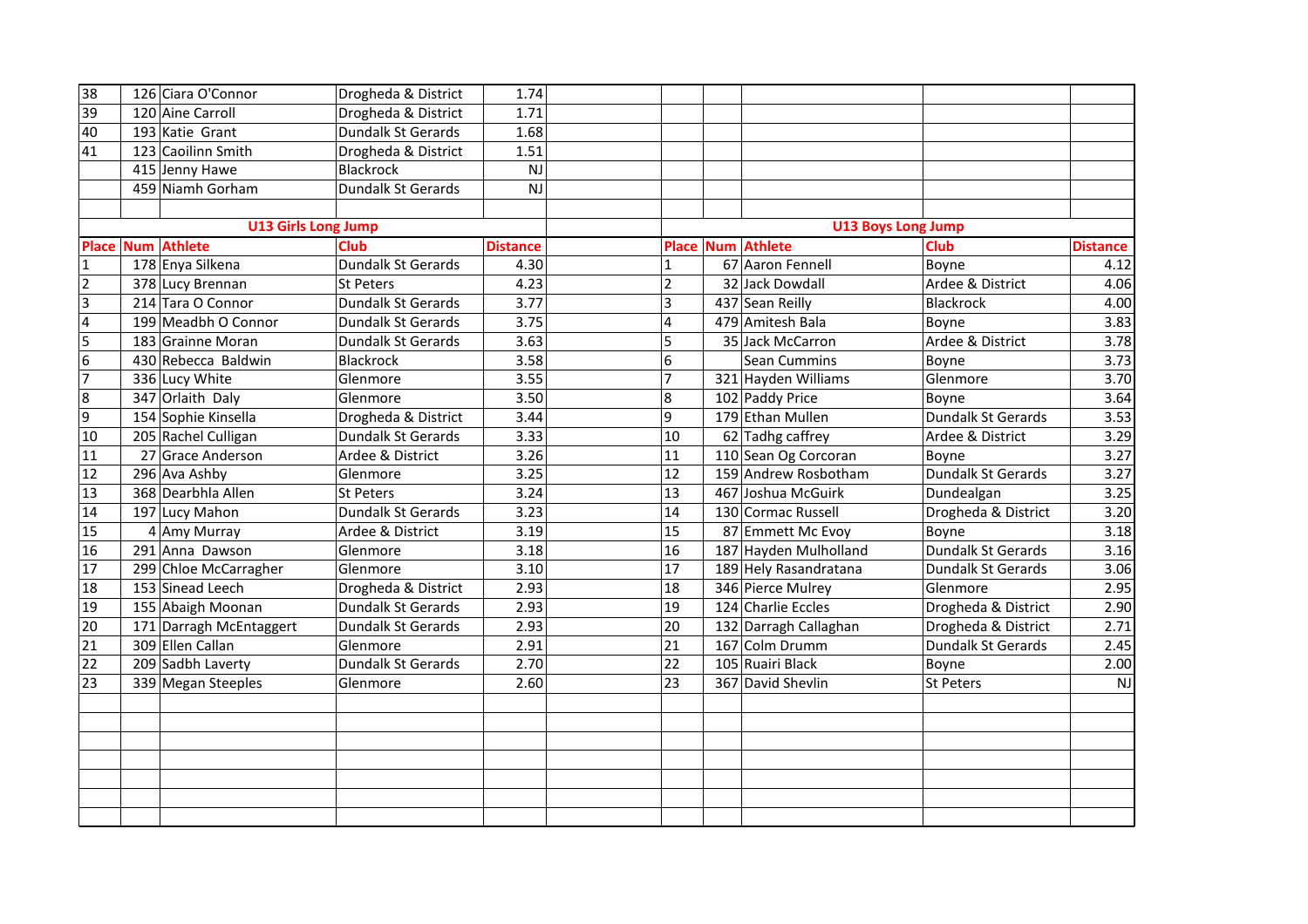| Place | Num | Athlete | Club | Distance |
|---|---|---|---|---|
| 38 | 126 | Ciara O'Connor | Drogheda & District | 1.74 |
| 39 | 120 | Aine Carroll | Drogheda & District | 1.71 |
| 40 | 193 | Katie Grant | Dundalk St Gerards | 1.68 |
| 41 | 123 | Caoilinn Smith | Drogheda & District | 1.51 |
| | 415 | Jenny Hawe | Blackrock | NJ |
| | 459 | Niamh Gorham | Dundalk St Gerards | NJ |

## U13 Girls Long Jump

| Place | Num | Athlete | Club | Distance |
|---|---|---|---|---|
| 1 | 178 | Enya Silkena | Dundalk St Gerards | 4.30 |
| 2 | 378 | Lucy Brennan | St Peters | 4.23 |
| 3 | 214 | Tara O Connor | Dundalk St Gerards | 3.77 |
| 4 | 199 | Meadbh O Connor | Dundalk St Gerards | 3.75 |
| 5 | 183 | Grainne Moran | Dundalk St Gerards | 3.63 |
| 6 | 430 | Rebecca Baldwin | Blackrock | 3.58 |
| 7 | 336 | Lucy White | Glenmore | 3.55 |
| 8 | 347 | Orlaith Daly | Glenmore | 3.50 |
| 9 | 154 | Sophie Kinsella | Drogheda & District | 3.44 |
| 10 | 205 | Rachel Culligan | Dundalk St Gerards | 3.33 |
| 11 | 27 | Grace Anderson | Ardee & District | 3.26 |
| 12 | 296 | Ava Ashby | Glenmore | 3.25 |
| 13 | 368 | Dearbhla Allen | St Peters | 3.24 |
| 14 | 197 | Lucy Mahon | Dundalk St Gerards | 3.23 |
| 15 | 4 | Amy Murray | Ardee & District | 3.19 |
| 16 | 291 | Anna Dawson | Glenmore | 3.18 |
| 17 | 299 | Chloe McCarragher | Glenmore | 3.10 |
| 18 | 153 | Sinead Leech | Drogheda & District | 2.93 |
| 19 | 155 | Abaigh Moonan | Dundalk St Gerards | 2.93 |
| 20 | 171 | Darragh McEntaggert | Dundalk St Gerards | 2.93 |
| 21 | 309 | Ellen Callan | Glenmore | 2.91 |
| 22 | 209 | Sadbh Laverty | Dundalk St Gerards | 2.70 |
| 23 | 339 | Megan Steeples | Glenmore | 2.60 |

## U13 Boys Long Jump

| Place | Num | Athlete | Club | Distance |
|---|---|---|---|---|
| 1 | 67 | Aaron Fennell | Boyne | 4.12 |
| 2 | 32 | Jack Dowdall | Ardee & District | 4.06 |
| 3 | 437 | Sean Reilly | Blackrock | 4.00 |
| 4 | 479 | Amitesh Bala | Boyne | 3.83 |
| 5 | 35 | Jack McCarron | Ardee & District | 3.78 |
| 6 | | Sean Cummins | Boyne | 3.73 |
| 7 | 321 | Hayden Williams | Glenmore | 3.70 |
| 8 | 102 | Paddy Price | Boyne | 3.64 |
| 9 | 179 | Ethan Mullen | Dundalk St Gerards | 3.53 |
| 10 | 62 | Tadhg caffrey | Ardee & District | 3.29 |
| 11 | 110 | Sean Og Corcoran | Boyne | 3.27 |
| 12 | 159 | Andrew Rosbotham | Dundalk St Gerards | 3.27 |
| 13 | 467 | Joshua McGuirk | Dundealgan | 3.25 |
| 14 | 130 | Cormac Russell | Drogheda & District | 3.20 |
| 15 | 87 | Emmett Mc Evoy | Boyne | 3.18 |
| 16 | 187 | Hayden Mulholland | Dundalk St Gerards | 3.16 |
| 17 | 189 | Hely Rasandratana | Dundalk St Gerards | 3.06 |
| 18 | 346 | Pierce Mulrey | Glenmore | 2.95 |
| 19 | 124 | Charlie Eccles | Drogheda & District | 2.90 |
| 20 | 132 | Darragh Callaghan | Drogheda & District | 2.71 |
| 21 | 167 | Colm Drumm | Dundalk St Gerards | 2.45 |
| 22 | 105 | Ruairi Black | Boyne | 2.00 |
| 23 | 367 | David Shevlin | St Peters | NJ |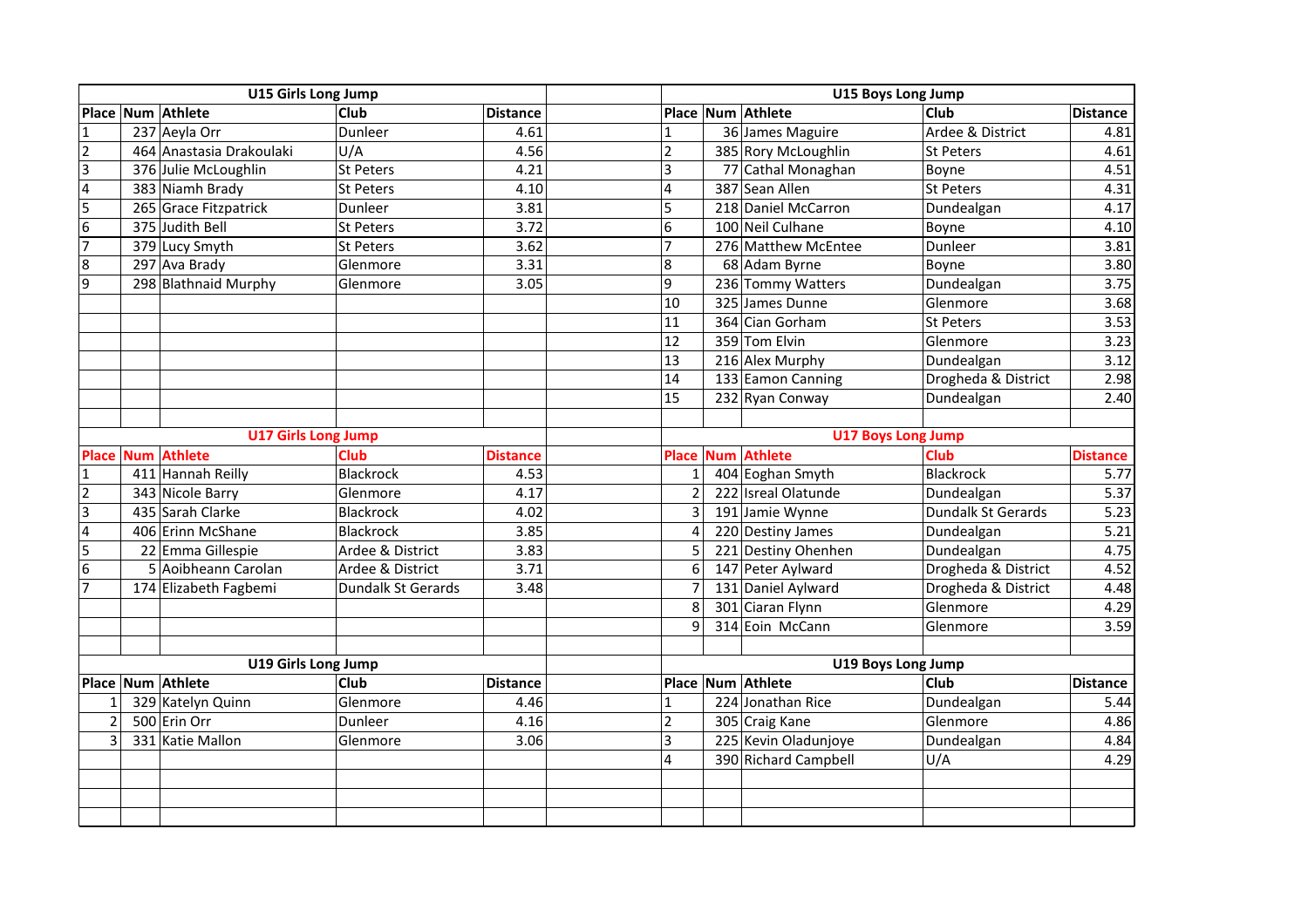## U15 Girls Long Jump

| Place | Num | Athlete | Club | Distance |
|---|---|---|---|---|
| 1 | 237 | Aeyla Orr | Dunleer | 4.61 |
| 2 | 464 | Anastasia Drakoulaki | U/A | 4.56 |
| 3 | 376 | Julie McLoughlin | St Peters | 4.21 |
| 4 | 383 | Niamh Brady | St Peters | 4.10 |
| 5 | 265 | Grace Fitzpatrick | Dunleer | 3.81 |
| 6 | 375 | Judith Bell | St Peters | 3.72 |
| 7 | 379 | Lucy Smyth | St Peters | 3.62 |
| 8 | 297 | Ava Brady | Glenmore | 3.31 |
| 9 | 298 | Blathnaid Murphy | Glenmore | 3.05 |

## U15 Boys Long Jump

| Place | Num | Athlete | Club | Distance |
|---|---|---|---|---|
| 1 | 36 | James Maguire | Ardee & District | 4.81 |
| 2 | 385 | Rory McLoughlin | St Peters | 4.61 |
| 3 | 77 | Cathal Monaghan | Boyne | 4.51 |
| 4 | 387 | Sean Allen | St Peters | 4.31 |
| 5 | 218 | Daniel McCarron | Dundealgan | 4.17 |
| 6 | 100 | Neil Culhane | Boyne | 4.10 |
| 7 | 276 | Matthew McEntee | Dunleer | 3.81 |
| 8 | 68 | Adam Byrne | Boyne | 3.80 |
| 9 | 236 | Tommy Watters | Dundealgan | 3.75 |
| 10 | 325 | James Dunne | Glenmore | 3.68 |
| 11 | 364 | Cian Gorham | St Peters | 3.53 |
| 12 | 359 | Tom Elvin | Glenmore | 3.23 |
| 13 | 216 | Alex Murphy | Dundealgan | 3.12 |
| 14 | 133 | Eamon Canning | Drogheda & District | 2.98 |
| 15 | 232 | Ryan Conway | Dundealgan | 2.40 |

## U17 Girls Long Jump

| Place | Num | Athlete | Club | Distance |
|---|---|---|---|---|
| 1 | 411 | Hannah Reilly | Blackrock | 4.53 |
| 2 | 343 | Nicole Barry | Glenmore | 4.17 |
| 3 | 435 | Sarah Clarke | Blackrock | 4.02 |
| 4 | 406 | Erinn McShane | Blackrock | 3.85 |
| 5 | 22 | Emma Gillespie | Ardee & District | 3.83 |
| 6 | 5 | Aoibheann Carolan | Ardee & District | 3.71 |
| 7 | 174 | Elizabeth Fagbemi | Dundalk St Gerards | 3.48 |

## U17 Boys Long Jump

| Place | Num | Athlete | Club | Distance |
|---|---|---|---|---|
| 1 | 404 | Eoghan Smyth | Blackrock | 5.77 |
| 2 | 222 | Isreal Olatunde | Dundealgan | 5.37 |
| 3 | 191 | Jamie Wynne | Dundalk St Gerards | 5.23 |
| 4 | 220 | Destiny James | Dundealgan | 5.21 |
| 5 | 221 | Destiny Ohenhen | Dundealgan | 4.75 |
| 6 | 147 | Peter Aylward | Drogheda & District | 4.52 |
| 7 | 131 | Daniel Aylward | Drogheda & District | 4.48 |
| 8 | 301 | Ciaran Flynn | Glenmore | 4.29 |
| 9 | 314 | Eoin McCann | Glenmore | 3.59 |

## U19 Girls Long Jump

| Place | Num | Athlete | Club | Distance |
|---|---|---|---|---|
| 1 | 329 | Katelyn Quinn | Glenmore | 4.46 |
| 2 | 500 | Erin Orr | Dunleer | 4.16 |
| 3 | 331 | Katie Mallon | Glenmore | 3.06 |

## U19 Boys Long Jump

| Place | Num | Athlete | Club | Distance |
|---|---|---|---|---|
| 1 | 224 | Jonathan Rice | Dundealgan | 5.44 |
| 2 | 305 | Craig Kane | Glenmore | 4.86 |
| 3 | 225 | Kevin Oladunjoye | Dundealgan | 4.84 |
| 4 | 390 | Richard Campbell | U/A | 4.29 |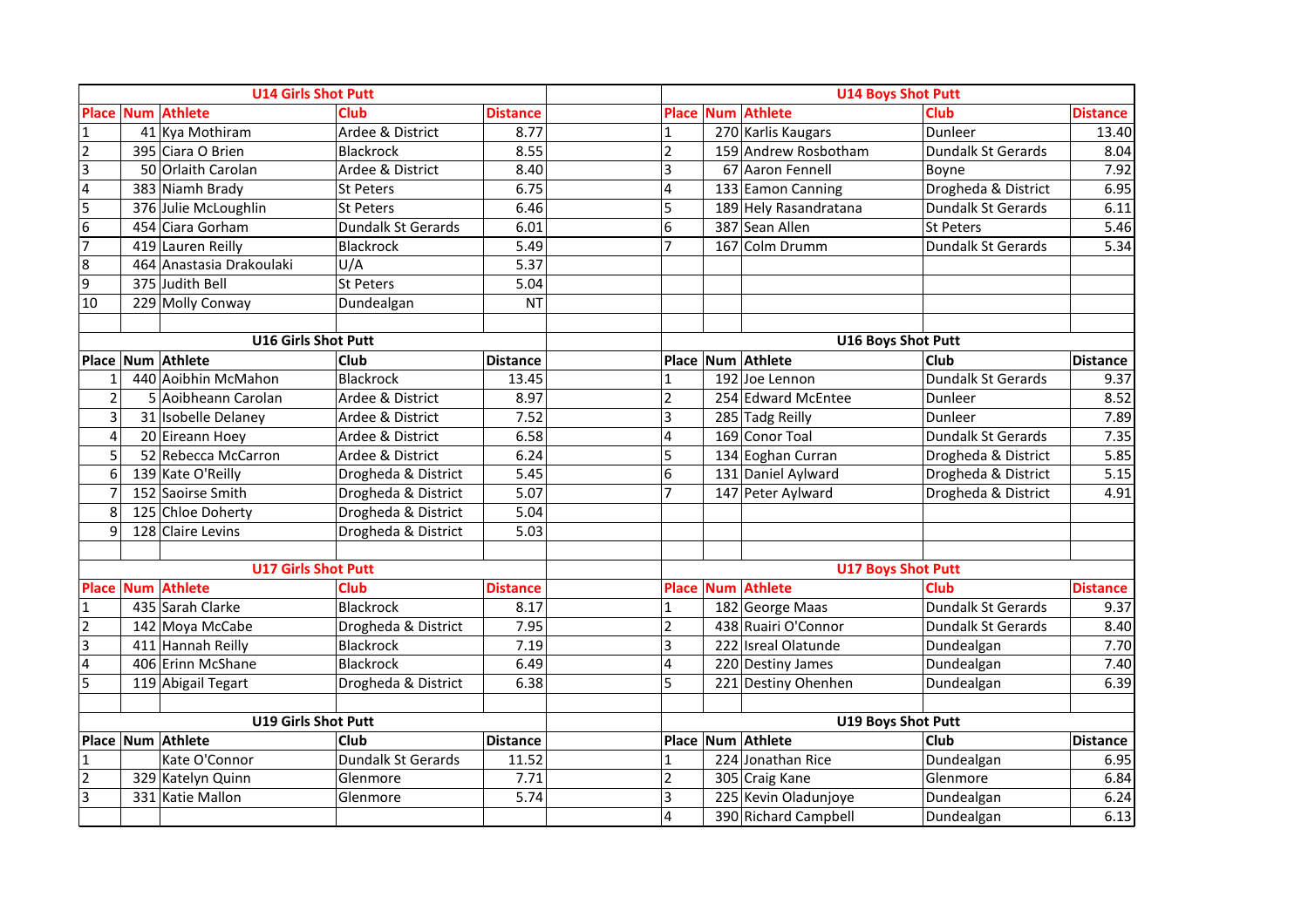### U14 Girls Shot Putt

| Place | Num | Athlete | Club | Distance |
|---|---|---|---|---|
| 1 | 41 | Kya Mothiram | Ardee & District | 8.77 |
| 2 | 395 | Ciara O Brien | Blackrock | 8.55 |
| 3 | 50 | Orlaith Carolan | Ardee & District | 8.40 |
| 4 | 383 | Niamh Brady | St Peters | 6.75 |
| 5 | 376 | Julie McLoughlin | St Peters | 6.46 |
| 6 | 454 | Ciara Gorham | Dundalk St Gerards | 6.01 |
| 7 | 419 | Lauren Reilly | Blackrock | 5.49 |
| 8 | 464 | Anastasia Drakoulaki | U/A | 5.37 |
| 9 | 375 | Judith Bell | St Peters | 5.04 |
| 10 | 229 | Molly Conway | Dundealgan | NT |

### U14 Boys Shot Putt

| Place | Num | Athlete | Club | Distance |
|---|---|---|---|---|
| 1 | 270 | Karlis Kaugars | Dunleer | 13.40 |
| 2 | 159 | Andrew Rosbotham | Dundalk St Gerards | 8.04 |
| 3 | 67 | Aaron Fennell | Boyne | 7.92 |
| 4 | 133 | Eamon Canning | Drogheda & District | 6.95 |
| 5 | 189 | Hely Rasandratana | Dundalk St Gerards | 6.11 |
| 6 | 387 | Sean Allen | St Peters | 5.46 |
| 7 | 167 | Colm Drumm | Dundalk St Gerards | 5.34 |

### U16 Girls Shot Putt

| Place | Num | Athlete | Club | Distance |
|---|---|---|---|---|
| 1 | 440 | Aoibhin McMahon | Blackrock | 13.45 |
| 2 | 5 | Aoibheann Carolan | Ardee & District | 8.97 |
| 3 | 31 | Isobelle Delaney | Ardee & District | 7.52 |
| 4 | 20 | Eireann Hoey | Ardee & District | 6.58 |
| 5 | 52 | Rebecca McCarron | Ardee & District | 6.24 |
| 6 | 139 | Kate O'Reilly | Drogheda & District | 5.45 |
| 7 | 152 | Saoirse Smith | Drogheda & District | 5.07 |
| 8 | 125 | Chloe Doherty | Drogheda & District | 5.04 |
| 9 | 128 | Claire Levins | Drogheda & District | 5.03 |

### U16 Boys Shot Putt

| Place | Num | Athlete | Club | Distance |
|---|---|---|---|---|
| 1 | 192 | Joe Lennon | Dundalk St Gerards | 9.37 |
| 2 | 254 | Edward McEntee | Dunleer | 8.52 |
| 3 | 285 | Tadg Reilly | Dunleer | 7.89 |
| 4 | 169 | Conor Toal | Dundalk St Gerards | 7.35 |
| 5 | 134 | Eoghan Curran | Drogheda & District | 5.85 |
| 6 | 131 | Daniel Aylward | Drogheda & District | 5.15 |
| 7 | 147 | Peter Aylward | Drogheda & District | 4.91 |

### U17 Girls Shot Putt

| Place | Num | Athlete | Club | Distance |
|---|---|---|---|---|
| 1 | 435 | Sarah Clarke | Blackrock | 8.17 |
| 2 | 142 | Moya McCabe | Drogheda & District | 7.95 |
| 3 | 411 | Hannah Reilly | Blackrock | 7.19 |
| 4 | 406 | Erinn McShane | Blackrock | 6.49 |
| 5 | 119 | Abigail Tegart | Drogheda & District | 6.38 |

### U17 Boys Shot Putt

| Place | Num | Athlete | Club | Distance |
|---|---|---|---|---|
| 1 | 182 | George Maas | Dundalk St Gerards | 9.37 |
| 2 | 438 | Ruairi O'Connor | Dundalk St Gerards | 8.40 |
| 3 | 222 | Isreal Olatunde | Dundealgan | 7.70 |
| 4 | 220 | Destiny James | Dundealgan | 7.40 |
| 5 | 221 | Destiny Ohenhen | Dundealgan | 6.39 |

### U19 Girls Shot Putt

| Place | Num | Athlete | Club | Distance |
|---|---|---|---|---|
| 1 | | Kate O'Connor | Dundalk St Gerards | 11.52 |
| 2 | 329 | Katelyn Quinn | Glenmore | 7.71 |
| 3 | 331 | Katie Mallon | Glenmore | 5.74 |

### U19 Boys Shot Putt

| Place | Num | Athlete | Club | Distance |
|---|---|---|---|---|
| 1 | 224 | Jonathan Rice | Dundealgan | 6.95 |
| 2 | 305 | Craig Kane | Glenmore | 6.84 |
| 3 | 225 | Kevin Oladunjoye | Dundealgan | 6.24 |
| 4 | 390 | Richard Campbell | Dundealgan | 6.13 |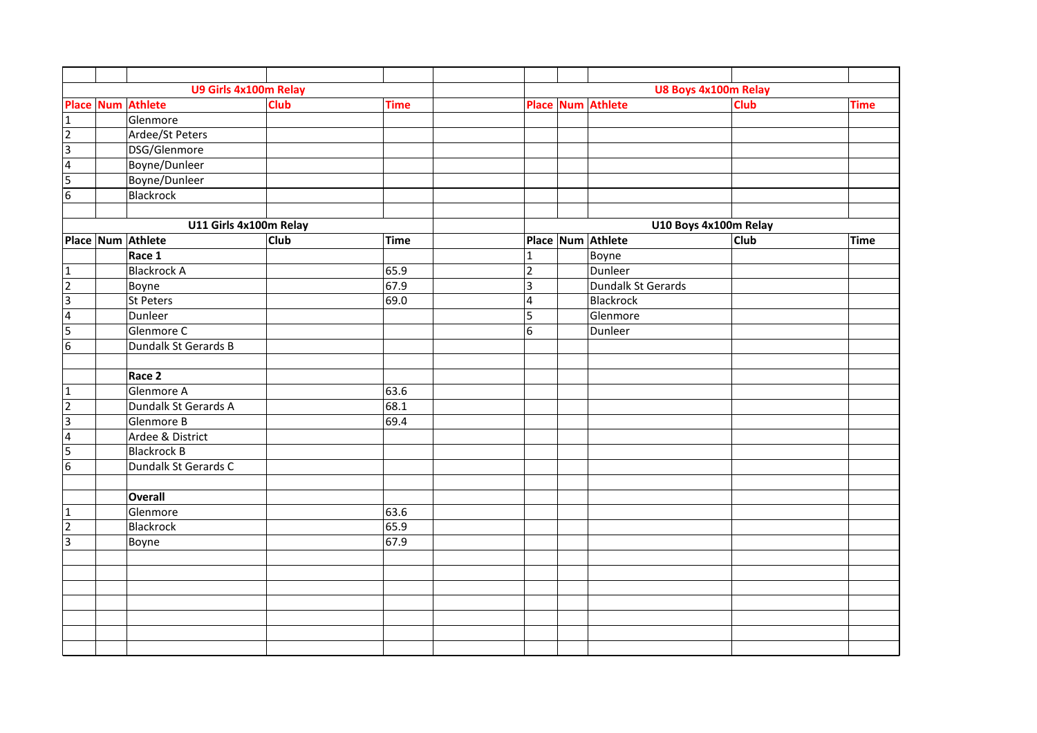## U9 Girls 4x100m Relay

| Place | Num | Athlete | Club | Time |
|---|---|---|---|---|
| 1 | | Glenmore | | |
| 2 | | Ardee/St Peters | | |
| 3 | | DSG/Glenmore | | |
| 4 | | Boyne/Dunleer | | |
| 5 | | Boyne/Dunleer | | |
| 6 | | Blackrock | | |

## U11 Girls 4x100m Relay

| Place | Num | Athlete | Club | Time |
|---|---|---|---|---|
| | | **Race 1** | | |
| 1 | | Blackrock A | | 65.9 |
| 2 | | Boyne | | 67.9 |
| 3 | | St Peters | | 69.0 |
| 4 | | Dunleer | | |
| 5 | | Glenmore C | | |
| 6 | | Dundalk St Gerards B | | |
| | | **Race 2** | | |
| 1 | | Glenmore A | | 63.6 |
| 2 | | Dundalk St Gerards A | | 68.1 |
| 3 | | Glenmore B | | 69.4 |
| 4 | | Ardee & District | | |
| 5 | | Blackrock B | | |
| 6 | | Dundalk St Gerards C | | |
| | | **Overall** | | |
| 1 | | Glenmore | | 63.6 |
| 2 | | Blackrock | | 65.9 |
| 3 | | Boyne | | 67.9 |

## U8 Boys 4x100m Relay

| Place | Num | Athlete | Club | Time |
|---|---|---|---|---|

## U10 Boys 4x100m Relay

| Place | Num | Athlete | Club | Time |
|---|---|---|---|---|
| 1 | | Boyne | | |
| 2 | | Dunleer | | |
| 3 | | Dundalk St Gerards | | |
| 4 | | Blackrock | | |
| 5 | | Glenmore | | |
| 6 | | Dunleer | | |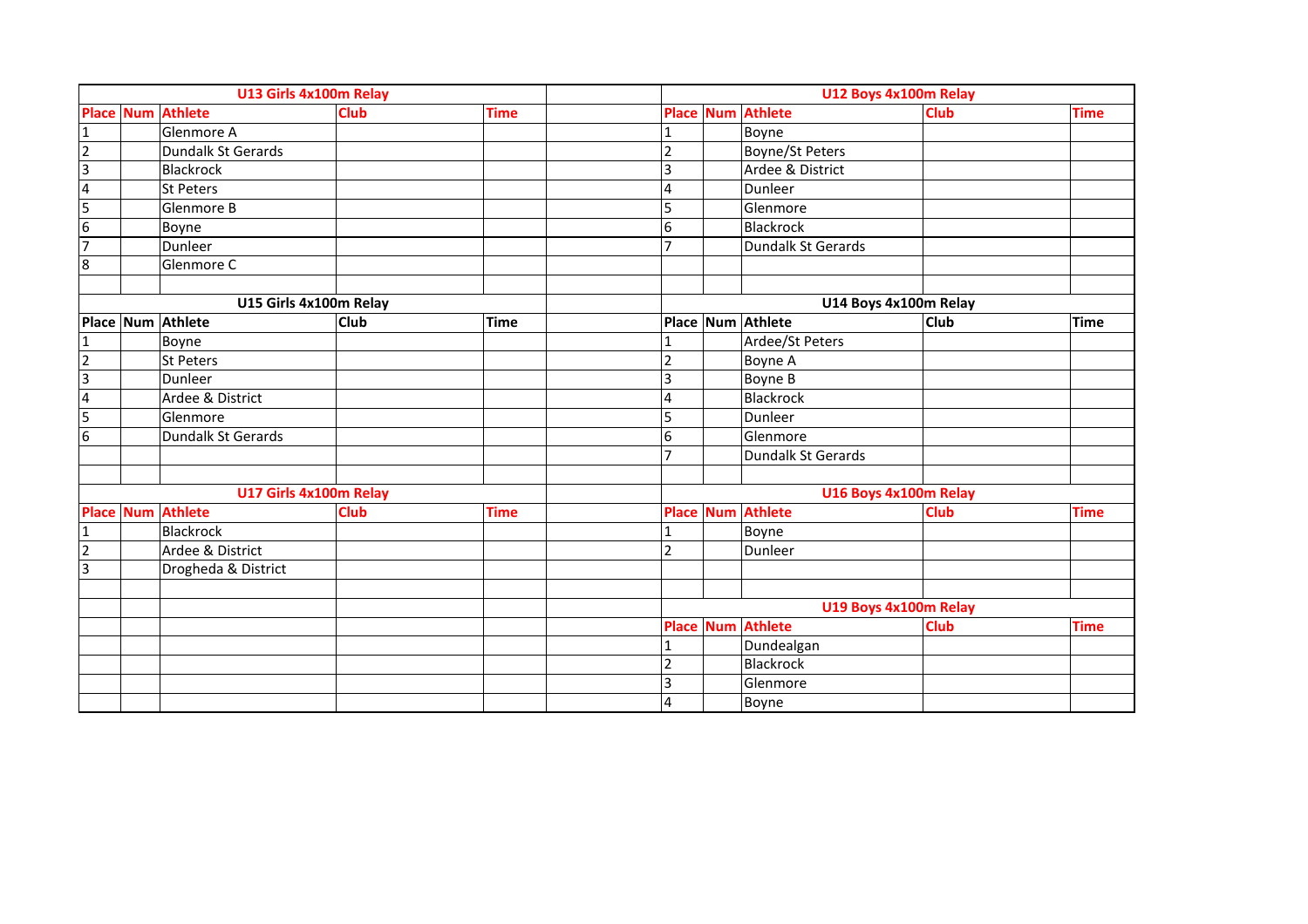### U13 Girls 4x100m Relay

| Place | Num | Athlete | Club | Time |
|---|---|---|---|---|
| 1 | | Glenmore A | | |
| 2 | | Dundalk St Gerards | | |
| 3 | | Blackrock | | |
| 4 | | St Peters | | |
| 5 | | Glenmore B | | |
| 6 | | Boyne | | |
| 7 | | Dunleer | | |
| 8 | | Glenmore C | | |

### U15 Girls 4x100m Relay

| Place | Num | Athlete | Club | Time |
|---|---|---|---|---|
| 1 | | Boyne | | |
| 2 | | St Peters | | |
| 3 | | Dunleer | | |
| 4 | | Ardee & District | | |
| 5 | | Glenmore | | |
| 6 | | Dundalk St Gerards | | |

### U17 Girls 4x100m Relay

| Place | Num | Athlete | Club | Time |
|---|---|---|---|---|
| 1 | | Blackrock | | |
| 2 | | Ardee & District | | |
| 3 | | Drogheda & District | | |

### U12 Boys 4x100m Relay

| Place | Num | Athlete | Club | Time |
|---|---|---|---|---|
| 1 | | Boyne | | |
| 2 | | Boyne/St Peters | | |
| 3 | | Ardee & District | | |
| 4 | | Dunleer | | |
| 5 | | Glenmore | | |
| 6 | | Blackrock | | |
| 7 | | Dundalk St Gerards | | |

### U14 Boys 4x100m Relay

| Place | Num | Athlete | Club | Time |
|---|---|---|---|---|
| 1 | | Ardee/St Peters | | |
| 2 | | Boyne A | | |
| 3 | | Boyne B | | |
| 4 | | Blackrock | | |
| 5 | | Dunleer | | |
| 6 | | Glenmore | | |
| 7 | | Dundalk St Gerards | | |

### U16 Boys 4x100m Relay

| Place | Num | Athlete | Club | Time |
|---|---|---|---|---|
| 1 | | Boyne | | |
| 2 | | Dunleer | | |

### U19 Boys 4x100m Relay

| Place | Num | Athlete | Club | Time |
|---|---|---|---|---|
| 1 | | Dundealgan | | |
| 2 | | Blackrock | | |
| 3 | | Glenmore | | |
| 4 | | Boyne | | |